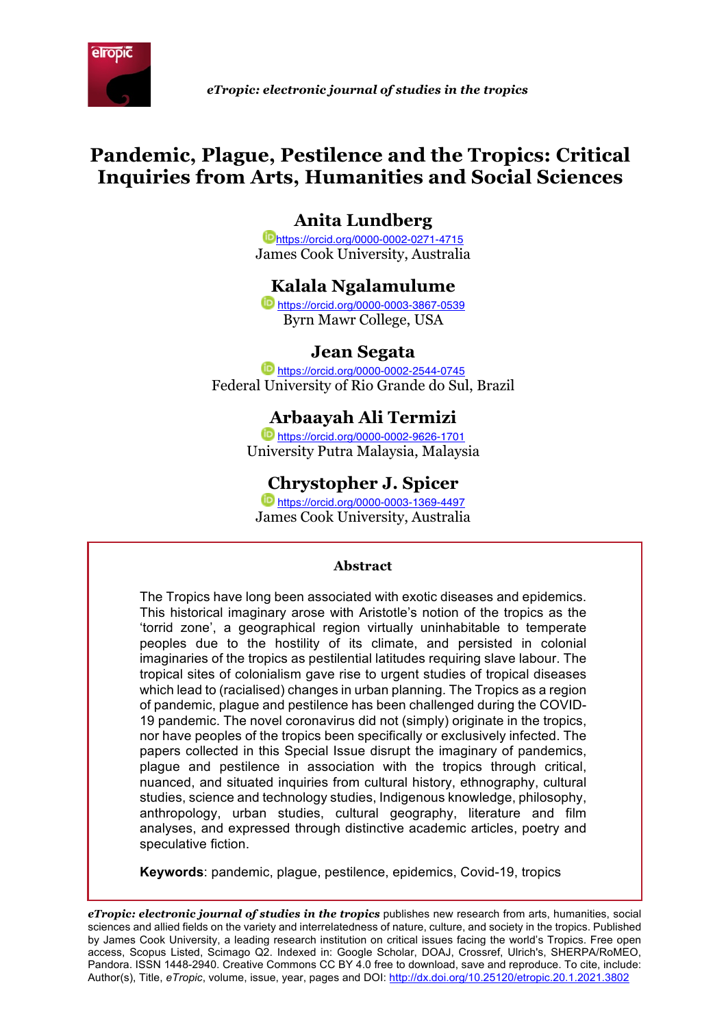*eTropic: electronic journal of studies in the tropics*

# Pandemic, Plague, Pestilence and the Tropics: Critical Inquiries from Arts, Humanities and Social Sciences

**Anita Lundberg**
https://orcid.org/0000-0002-0271-4715
James Cook University, Australia

**Kalala Ngalamulume**
https://orcid.org/0000-0003-3867-0539
Byrn Mawr College, USA

**Jean Segata**
https://orcid.org/0000-0002-2544-0745
Federal University of Rio Grande do Sul, Brazil

**Arbaayah Ali Termizi**
https://orcid.org/0000-0002-9626-1701
University Putra Malaysia, Malaysia

**Chrystopher J. Spicer**
https://orcid.org/0000-0003-1369-4497
James Cook University, Australia

## Abstract

The Tropics have long been associated with exotic diseases and epidemics. This historical imaginary arose with Aristotle's notion of the tropics as the 'torrid zone', a geographical region virtually uninhabitable to temperate peoples due to the hostility of its climate, and persisted in colonial imaginaries of the tropics as pestilential latitudes requiring slave labour. The tropical sites of colonialism gave rise to urgent studies of tropical diseases which lead to (racialised) changes in urban planning. The Tropics as a region of pandemic, plague and pestilence has been challenged during the COVID-19 pandemic. The novel coronavirus did not (simply) originate in the tropics, nor have peoples of the tropics been specifically or exclusively infected. The papers collected in this Special Issue disrupt the imaginary of pandemics, plague and pestilence in association with the tropics through critical, nuanced, and situated inquiries from cultural history, ethnography, cultural studies, science and technology studies, Indigenous knowledge, philosophy, anthropology, urban studies, cultural geography, literature and film analyses, and expressed through distinctive academic articles, poetry and speculative fiction.

**Keywords**: pandemic, plague, pestilence, epidemics, Covid-19, tropics

***eTropic: electronic journal of studies in the tropics*** publishes new research from arts, humanities, social sciences and allied fields on the variety and interrelatedness of nature, culture, and society in the tropics. Published by James Cook University, a leading research institution on critical issues facing the world's Tropics. Free open access, Scopus Listed, Scimago Q2. Indexed in: Google Scholar, DOAJ, Crossref, Ulrich's, SHERPA/RoMEO, Pandora. ISSN 1448-2940. Creative Commons CC BY 4.0 free to download, save and reproduce. To cite, include: Author(s), Title, *eTropic*, volume, issue, year, pages and DOI: http://dx.doi.org/10.25120/etropic.20.1.2021.3802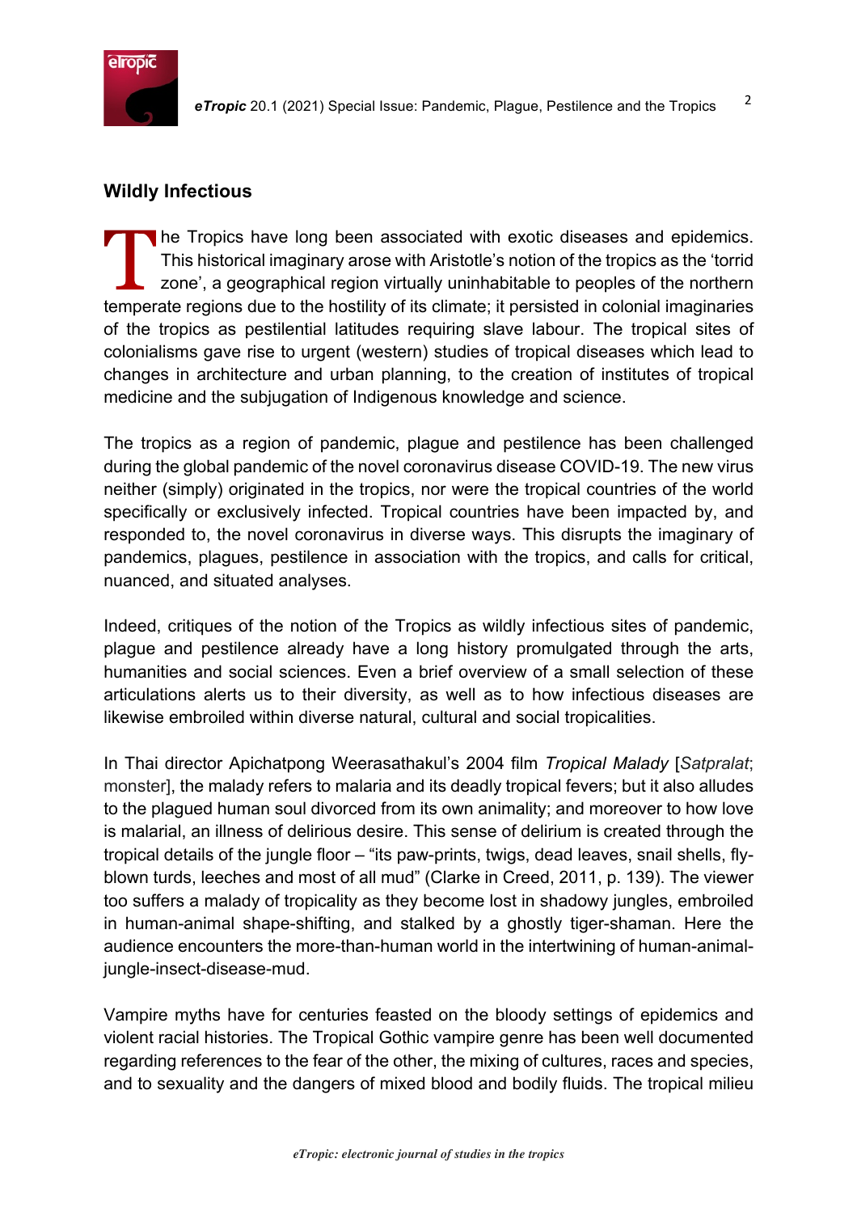## Wildly Infectious

The Tropics have long been associated with exotic diseases and epidemics. This historical imaginary arose with Aristotle's notion of the tropics as the 'torrid zone', a geographical region virtually uninhabitable to peoples of the northern temperate regions due to the hostility of its climate; it persisted in colonial imaginaries of the tropics as pestilential latitudes requiring slave labour. The tropical sites of colonialisms gave rise to urgent (western) studies of tropical diseases which lead to changes in architecture and urban planning, to the creation of institutes of tropical medicine and the subjugation of Indigenous knowledge and science.

The tropics as a region of pandemic, plague and pestilence has been challenged during the global pandemic of the novel coronavirus disease COVID-19. The new virus neither (simply) originated in the tropics, nor were the tropical countries of the world specifically or exclusively infected. Tropical countries have been impacted by, and responded to, the novel coronavirus in diverse ways. This disrupts the imaginary of pandemics, plagues, pestilence in association with the tropics, and calls for critical, nuanced, and situated analyses.

Indeed, critiques of the notion of the Tropics as wildly infectious sites of pandemic, plague and pestilence already have a long history promulgated through the arts, humanities and social sciences. Even a brief overview of a small selection of these articulations alerts us to their diversity, as well as to how infectious diseases are likewise embroiled within diverse natural, cultural and social tropicalities.

In Thai director Apichatpong Weerasathakul's 2004 film *Tropical Malady* [*Satpralat*; monster], the malady refers to malaria and its deadly tropical fevers; but it also alludes to the plagued human soul divorced from its own animality; and moreover to how love is malarial, an illness of delirious desire. This sense of delirium is created through the tropical details of the jungle floor – "its paw-prints, twigs, dead leaves, snail shells, fly-blown turds, leeches and most of all mud" (Clarke in Creed, 2011, p. 139). The viewer too suffers a malady of tropicality as they become lost in shadowy jungles, embroiled in human-animal shape-shifting, and stalked by a ghostly tiger-shaman. Here the audience encounters the more-than-human world in the intertwining of human-animal-jungle-insect-disease-mud.

Vampire myths have for centuries feasted on the bloody settings of epidemics and violent racial histories. The Tropical Gothic vampire genre has been well documented regarding references to the fear of the other, the mixing of cultures, races and species, and to sexuality and the dangers of mixed blood and bodily fluids. The tropical milieu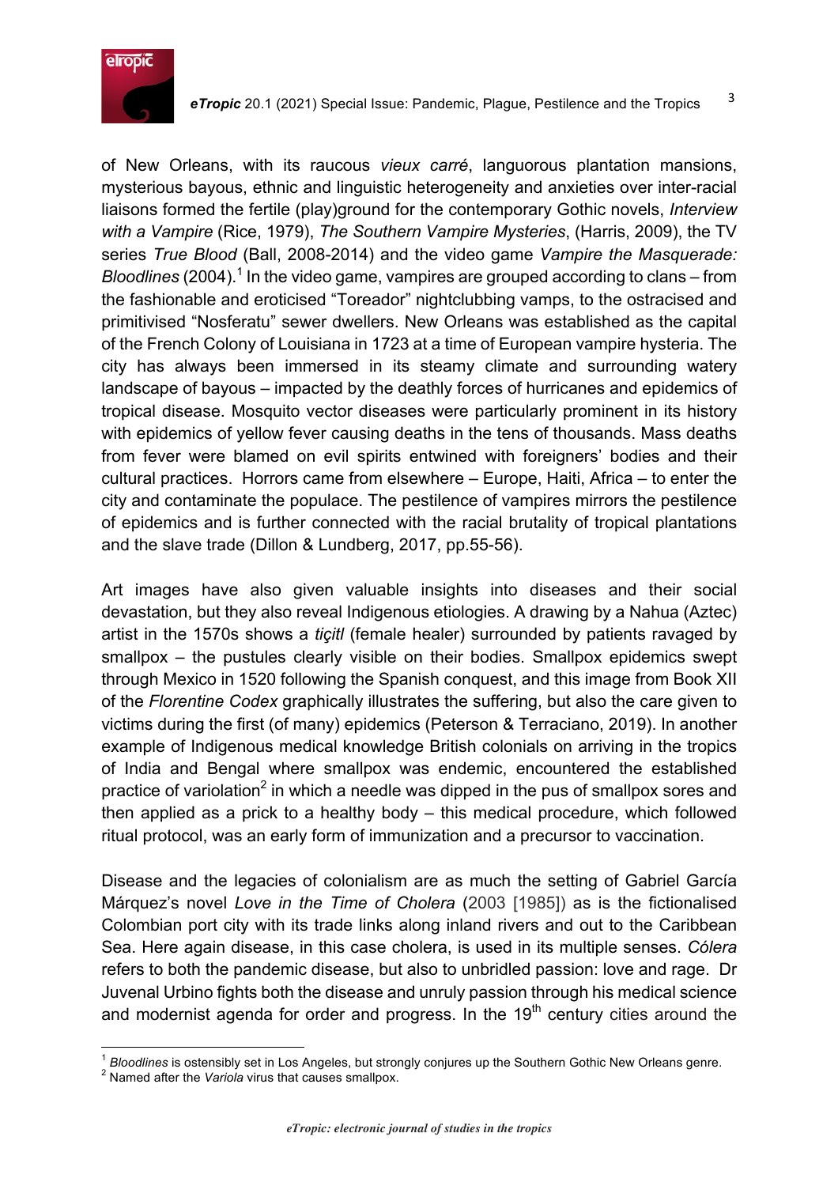of New Orleans, with its raucous *vieux carré*, languorous plantation mansions, mysterious bayous, ethnic and linguistic heterogeneity and anxieties over inter-racial liaisons formed the fertile (play)ground for the contemporary Gothic novels, *Interview with a Vampire* (Rice, 1979), *The Southern Vampire Mysteries*, (Harris, 2009), the TV series *True Blood* (Ball, 2008-2014) and the video game *Vampire the Masquerade: Bloodlines* (2004).[1] In the video game, vampires are grouped according to clans – from the fashionable and eroticised "Toreador" nightclubbing vamps, to the ostracised and primitivised "Nosferatu" sewer dwellers. New Orleans was established as the capital of the French Colony of Louisiana in 1723 at a time of European vampire hysteria. The city has always been immersed in its steamy climate and surrounding watery landscape of bayous – impacted by the deathly forces of hurricanes and epidemics of tropical disease. Mosquito vector diseases were particularly prominent in its history with epidemics of yellow fever causing deaths in the tens of thousands. Mass deaths from fever were blamed on evil spirits entwined with foreigners' bodies and their cultural practices. Horrors came from elsewhere – Europe, Haiti, Africa – to enter the city and contaminate the populace. The pestilence of vampires mirrors the pestilence of epidemics and is further connected with the racial brutality of tropical plantations and the slave trade (Dillon & Lundberg, 2017, pp.55-56).

Art images have also given valuable insights into diseases and their social devastation, but they also reveal Indigenous etiologies. A drawing by a Nahua (Aztec) artist in the 1570s shows a *tiçitl* (female healer) surrounded by patients ravaged by smallpox – the pustules clearly visible on their bodies. Smallpox epidemics swept through Mexico in 1520 following the Spanish conquest, and this image from Book XII of the *Florentine Codex* graphically illustrates the suffering, but also the care given to victims during the first (of many) epidemics (Peterson & Terraciano, 2019). In another example of Indigenous medical knowledge British colonials on arriving in the tropics of India and Bengal where smallpox was endemic, encountered the established practice of variolation[2] in which a needle was dipped in the pus of smallpox sores and then applied as a prick to a healthy body – this medical procedure, which followed ritual protocol, was an early form of immunization and a precursor to vaccination.

Disease and the legacies of colonialism are as much the setting of Gabriel García Márquez's novel *Love in the Time of Cholera* (2003 [1985]) as is the fictionalised Colombian port city with its trade links along inland rivers and out to the Caribbean Sea. Here again disease, in this case cholera, is used in its multiple senses. *Cólera* refers to both the pandemic disease, but also to unbridled passion: love and rage. Dr Juvenal Urbino fights both the disease and unruly passion through his medical science and modernist agenda for order and progress. In the 19th century cities around the

---

[1] *Bloodlines* is ostensibly set in Los Angeles, but strongly conjures up the Southern Gothic New Orleans genre.

[2] Named after the *Variola* virus that causes smallpox.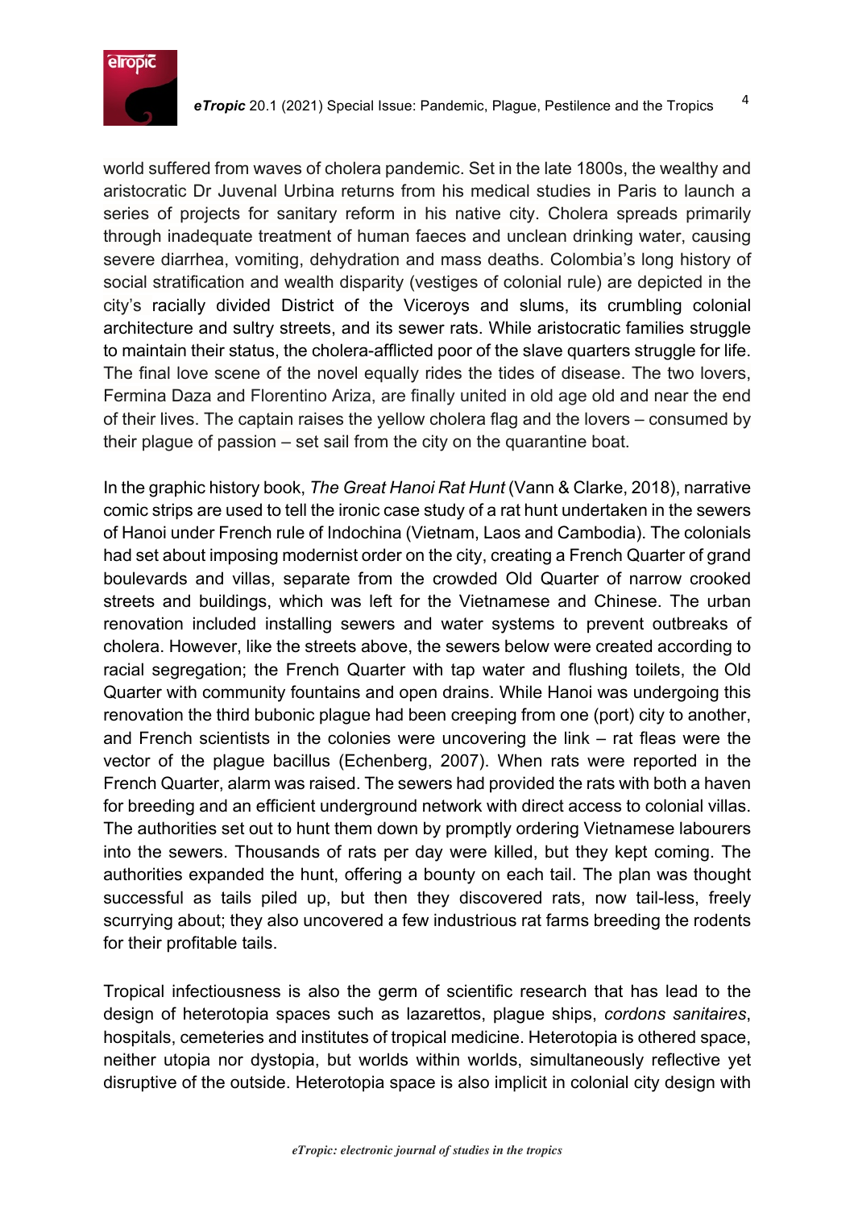world suffered from waves of cholera pandemic. Set in the late 1800s, the wealthy and aristocratic Dr Juvenal Urbina returns from his medical studies in Paris to launch a series of projects for sanitary reform in his native city. Cholera spreads primarily through inadequate treatment of human faeces and unclean drinking water, causing severe diarrhea, vomiting, dehydration and mass deaths. Colombia's long history of social stratification and wealth disparity (vestiges of colonial rule) are depicted in the city's racially divided District of the Viceroys and slums, its crumbling colonial architecture and sultry streets, and its sewer rats. While aristocratic families struggle to maintain their status, the cholera-afflicted poor of the slave quarters struggle for life. The final love scene of the novel equally rides the tides of disease. The two lovers, Fermina Daza and Florentino Ariza, are finally united in old age old and near the end of their lives. The captain raises the yellow cholera flag and the lovers – consumed by their plague of passion – set sail from the city on the quarantine boat.

In the graphic history book, *The Great Hanoi Rat Hunt* (Vann & Clarke, 2018), narrative comic strips are used to tell the ironic case study of a rat hunt undertaken in the sewers of Hanoi under French rule of Indochina (Vietnam, Laos and Cambodia). The colonials had set about imposing modernist order on the city, creating a French Quarter of grand boulevards and villas, separate from the crowded Old Quarter of narrow crooked streets and buildings, which was left for the Vietnamese and Chinese. The urban renovation included installing sewers and water systems to prevent outbreaks of cholera. However, like the streets above, the sewers below were created according to racial segregation; the French Quarter with tap water and flushing toilets, the Old Quarter with community fountains and open drains. While Hanoi was undergoing this renovation the third bubonic plague had been creeping from one (port) city to another, and French scientists in the colonies were uncovering the link – rat fleas were the vector of the plague bacillus (Echenberg, 2007). When rats were reported in the French Quarter, alarm was raised. The sewers had provided the rats with both a haven for breeding and an efficient underground network with direct access to colonial villas. The authorities set out to hunt them down by promptly ordering Vietnamese labourers into the sewers. Thousands of rats per day were killed, but they kept coming. The authorities expanded the hunt, offering a bounty on each tail. The plan was thought successful as tails piled up, but then they discovered rats, now tail-less, freely scurrying about; they also uncovered a few industrious rat farms breeding the rodents for their profitable tails.

Tropical infectiousness is also the germ of scientific research that has lead to the design of heterotopia spaces such as lazarettos, plague ships, *cordons sanitaires*, hospitals, cemeteries and institutes of tropical medicine. Heterotopia is othered space, neither utopia nor dystopia, but worlds within worlds, simultaneously reflective yet disruptive of the outside. Heterotopia space is also implicit in colonial city design with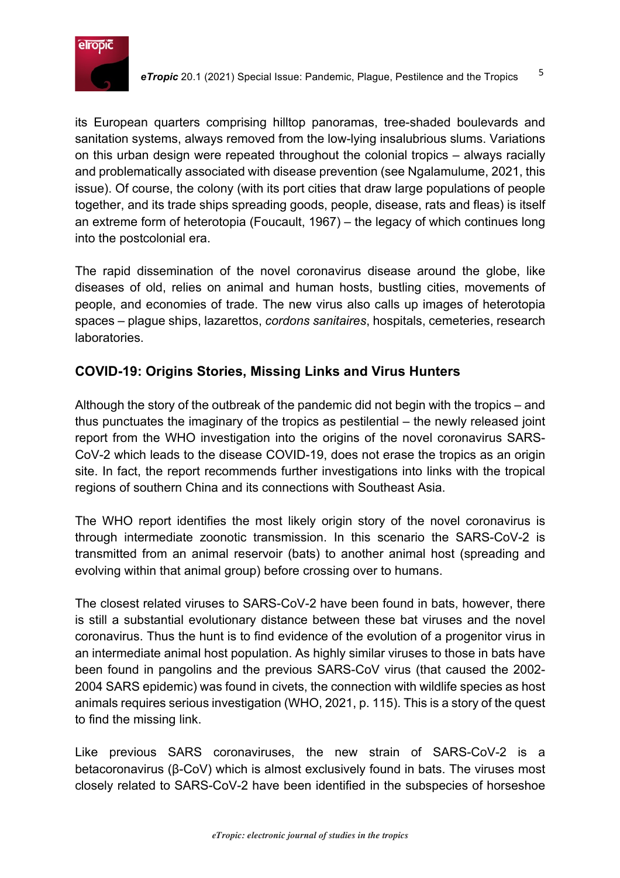its European quarters comprising hilltop panoramas, tree-shaded boulevards and sanitation systems, always removed from the low-lying insalubrious slums. Variations on this urban design were repeated throughout the colonial tropics – always racially and problematically associated with disease prevention (see Ngalamulume, 2021, this issue). Of course, the colony (with its port cities that draw large populations of people together, and its trade ships spreading goods, people, disease, rats and fleas) is itself an extreme form of heterotopia (Foucault, 1967) – the legacy of which continues long into the postcolonial era.

The rapid dissemination of the novel coronavirus disease around the globe, like diseases of old, relies on animal and human hosts, bustling cities, movements of people, and economies of trade. The new virus also calls up images of heterotopia spaces – plague ships, lazarettos, *cordons sanitaires*, hospitals, cemeteries, research laboratories.

## COVID-19: Origins Stories, Missing Links and Virus Hunters

Although the story of the outbreak of the pandemic did not begin with the tropics – and thus punctuates the imaginary of the tropics as pestilential – the newly released joint report from the WHO investigation into the origins of the novel coronavirus SARS-CoV-2 which leads to the disease COVID-19, does not erase the tropics as an origin site. In fact, the report recommends further investigations into links with the tropical regions of southern China and its connections with Southeast Asia.

The WHO report identifies the most likely origin story of the novel coronavirus is through intermediate zoonotic transmission. In this scenario the SARS-CoV-2 is transmitted from an animal reservoir (bats) to another animal host (spreading and evolving within that animal group) before crossing over to humans.

The closest related viruses to SARS-CoV-2 have been found in bats, however, there is still a substantial evolutionary distance between these bat viruses and the novel coronavirus. Thus the hunt is to find evidence of the evolution of a progenitor virus in an intermediate animal host population. As highly similar viruses to those in bats have been found in pangolins and the previous SARS-CoV virus (that caused the 2002-2004 SARS epidemic) was found in civets, the connection with wildlife species as host animals requires serious investigation (WHO, 2021, p. 115). This is a story of the quest to find the missing link.

Like previous SARS coronaviruses, the new strain of SARS-CoV-2 is a betacoronavirus (β-CoV) which is almost exclusively found in bats. The viruses most closely related to SARS-CoV-2 have been identified in the subspecies of horseshoe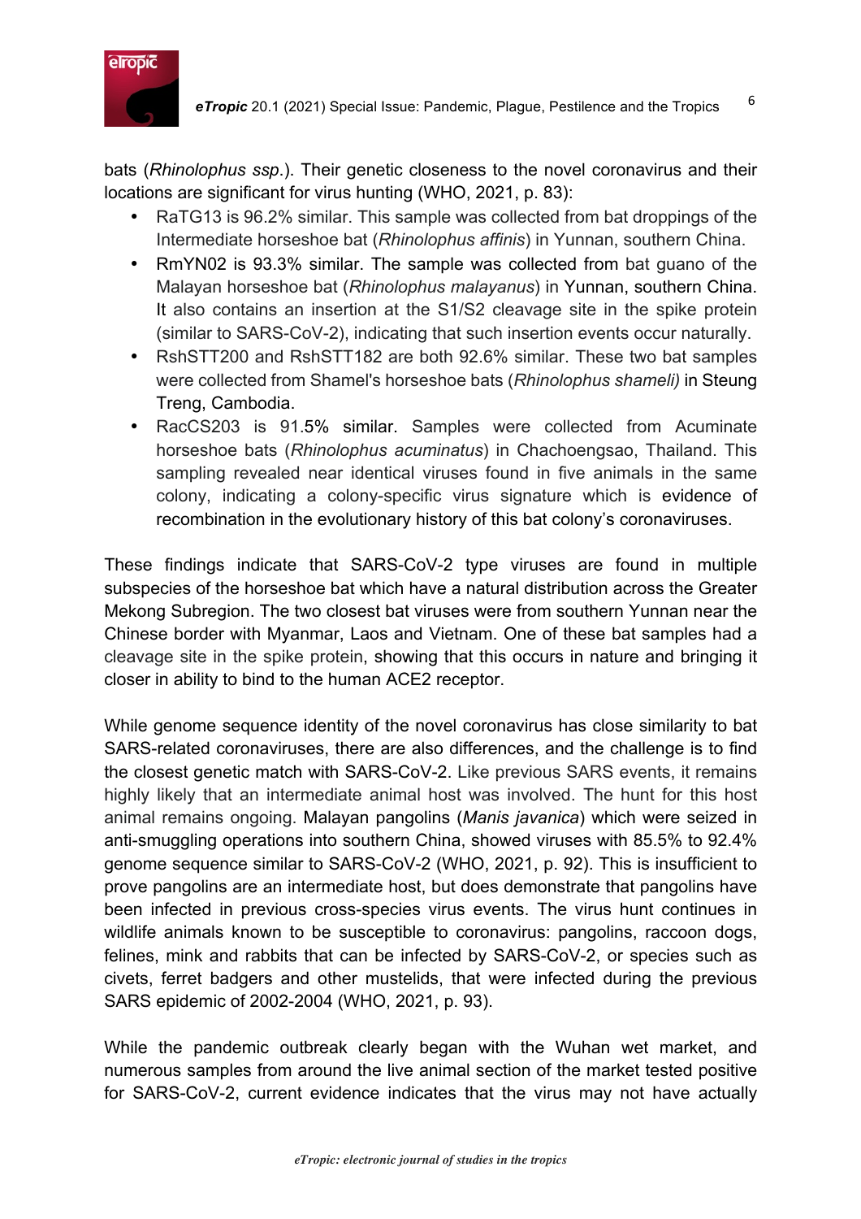bats (*Rhinolophus ssp*.). Their genetic closeness to the novel coronavirus and their locations are significant for virus hunting (WHO, 2021, p. 83):

- RaTG13 is 96.2% similar. This sample was collected from bat droppings of the Intermediate horseshoe bat (*Rhinolophus affinis*) in Yunnan, southern China.
- RmYN02 is 93.3% similar. The sample was collected from bat guano of the Malayan horseshoe bat (*Rhinolophus malayanus*) in Yunnan, southern China. It also contains an insertion at the S1/S2 cleavage site in the spike protein (similar to SARS-CoV-2), indicating that such insertion events occur naturally.
- RshSTT200 and RshSTT182 are both 92.6% similar. These two bat samples were collected from Shamel's horseshoe bats (*Rhinolophus shameli)* in Steung Treng, Cambodia.
- RacCS203 is 91.5% similar. Samples were collected from Acuminate horseshoe bats (*Rhinolophus acuminatus*) in Chachoengsao, Thailand. This sampling revealed near identical viruses found in five animals in the same colony, indicating a colony-specific virus signature which is evidence of recombination in the evolutionary history of this bat colony's coronaviruses.

These findings indicate that SARS-CoV-2 type viruses are found in multiple subspecies of the horseshoe bat which have a natural distribution across the Greater Mekong Subregion. The two closest bat viruses were from southern Yunnan near the Chinese border with Myanmar, Laos and Vietnam. One of these bat samples had a cleavage site in the spike protein, showing that this occurs in nature and bringing it closer in ability to bind to the human ACE2 receptor.

While genome sequence identity of the novel coronavirus has close similarity to bat SARS-related coronaviruses, there are also differences, and the challenge is to find the closest genetic match with SARS-CoV-2. Like previous SARS events, it remains highly likely that an intermediate animal host was involved. The hunt for this host animal remains ongoing. Malayan pangolins (*Manis javanica*) which were seized in anti-smuggling operations into southern China, showed viruses with 85.5% to 92.4% genome sequence similar to SARS-CoV-2 (WHO, 2021, p. 92). This is insufficient to prove pangolins are an intermediate host, but does demonstrate that pangolins have been infected in previous cross-species virus events. The virus hunt continues in wildlife animals known to be susceptible to coronavirus: pangolins, raccoon dogs, felines, mink and rabbits that can be infected by SARS-CoV-2, or species such as civets, ferret badgers and other mustelids, that were infected during the previous SARS epidemic of 2002-2004 (WHO, 2021, p. 93).

While the pandemic outbreak clearly began with the Wuhan wet market, and numerous samples from around the live animal section of the market tested positive for SARS-CoV-2, current evidence indicates that the virus may not have actually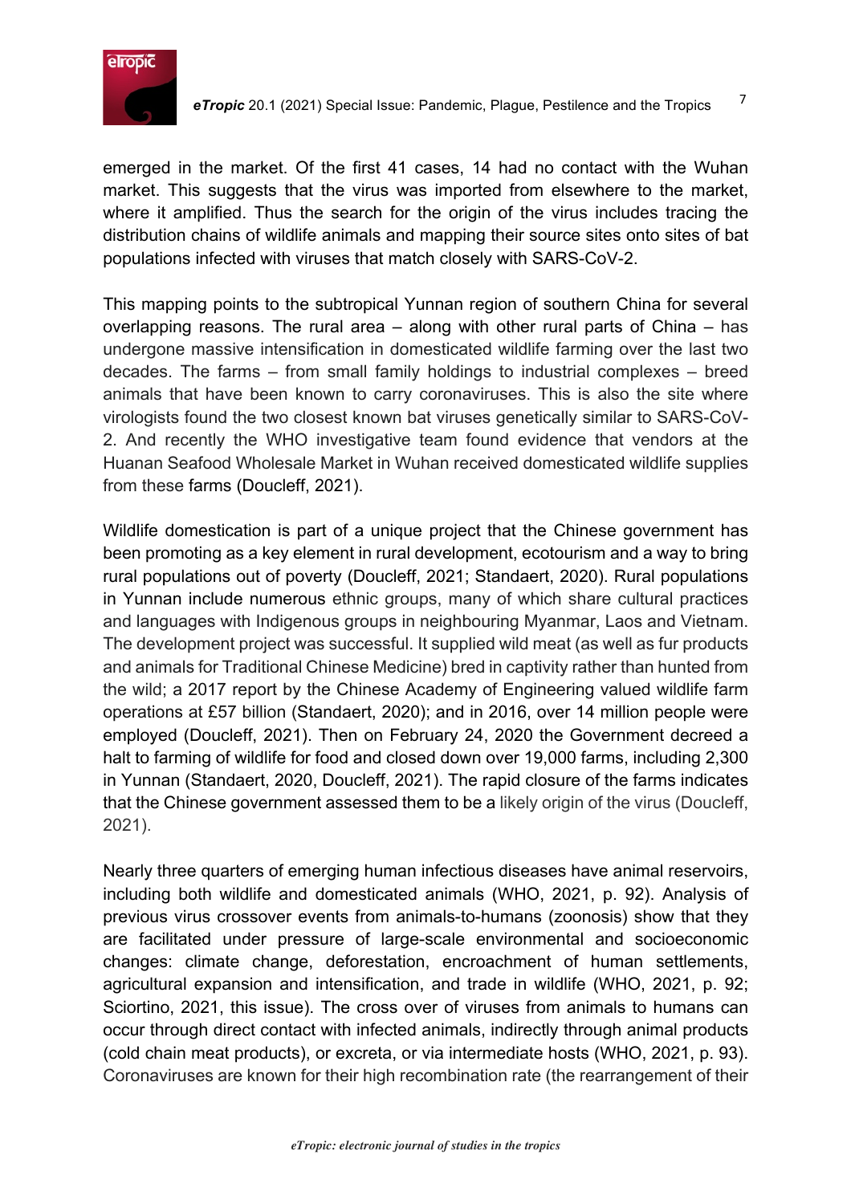emerged in the market. Of the first 41 cases, 14 had no contact with the Wuhan market. This suggests that the virus was imported from elsewhere to the market, where it amplified. Thus the search for the origin of the virus includes tracing the distribution chains of wildlife animals and mapping their source sites onto sites of bat populations infected with viruses that match closely with SARS-CoV-2.

This mapping points to the subtropical Yunnan region of southern China for several overlapping reasons. The rural area – along with other rural parts of China – has undergone massive intensification in domesticated wildlife farming over the last two decades. The farms – from small family holdings to industrial complexes – breed animals that have been known to carry coronaviruses. This is also the site where virologists found the two closest known bat viruses genetically similar to SARS-CoV-2. And recently the WHO investigative team found evidence that vendors at the Huanan Seafood Wholesale Market in Wuhan received domesticated wildlife supplies from these farms (Doucleff, 2021).

Wildlife domestication is part of a unique project that the Chinese government has been promoting as a key element in rural development, ecotourism and a way to bring rural populations out of poverty (Doucleff, 2021; Standaert, 2020). Rural populations in Yunnan include numerous ethnic groups, many of which share cultural practices and languages with Indigenous groups in neighbouring Myanmar, Laos and Vietnam. The development project was successful. It supplied wild meat (as well as fur products and animals for Traditional Chinese Medicine) bred in captivity rather than hunted from the wild; a 2017 report by the Chinese Academy of Engineering valued wildlife farm operations at £57 billion (Standaert, 2020); and in 2016, over 14 million people were employed (Doucleff, 2021). Then on February 24, 2020 the Government decreed a halt to farming of wildlife for food and closed down over 19,000 farms, including 2,300 in Yunnan (Standaert, 2020, Doucleff, 2021). The rapid closure of the farms indicates that the Chinese government assessed them to be a likely origin of the virus (Doucleff, 2021).

Nearly three quarters of emerging human infectious diseases have animal reservoirs, including both wildlife and domesticated animals (WHO, 2021, p. 92). Analysis of previous virus crossover events from animals-to-humans (zoonosis) show that they are facilitated under pressure of large-scale environmental and socioeconomic changes: climate change, deforestation, encroachment of human settlements, agricultural expansion and intensification, and trade in wildlife (WHO, 2021, p. 92; Sciortino, 2021, this issue). The cross over of viruses from animals to humans can occur through direct contact with infected animals, indirectly through animal products (cold chain meat products), or excreta, or via intermediate hosts (WHO, 2021, p. 93). Coronaviruses are known for their high recombination rate (the rearrangement of their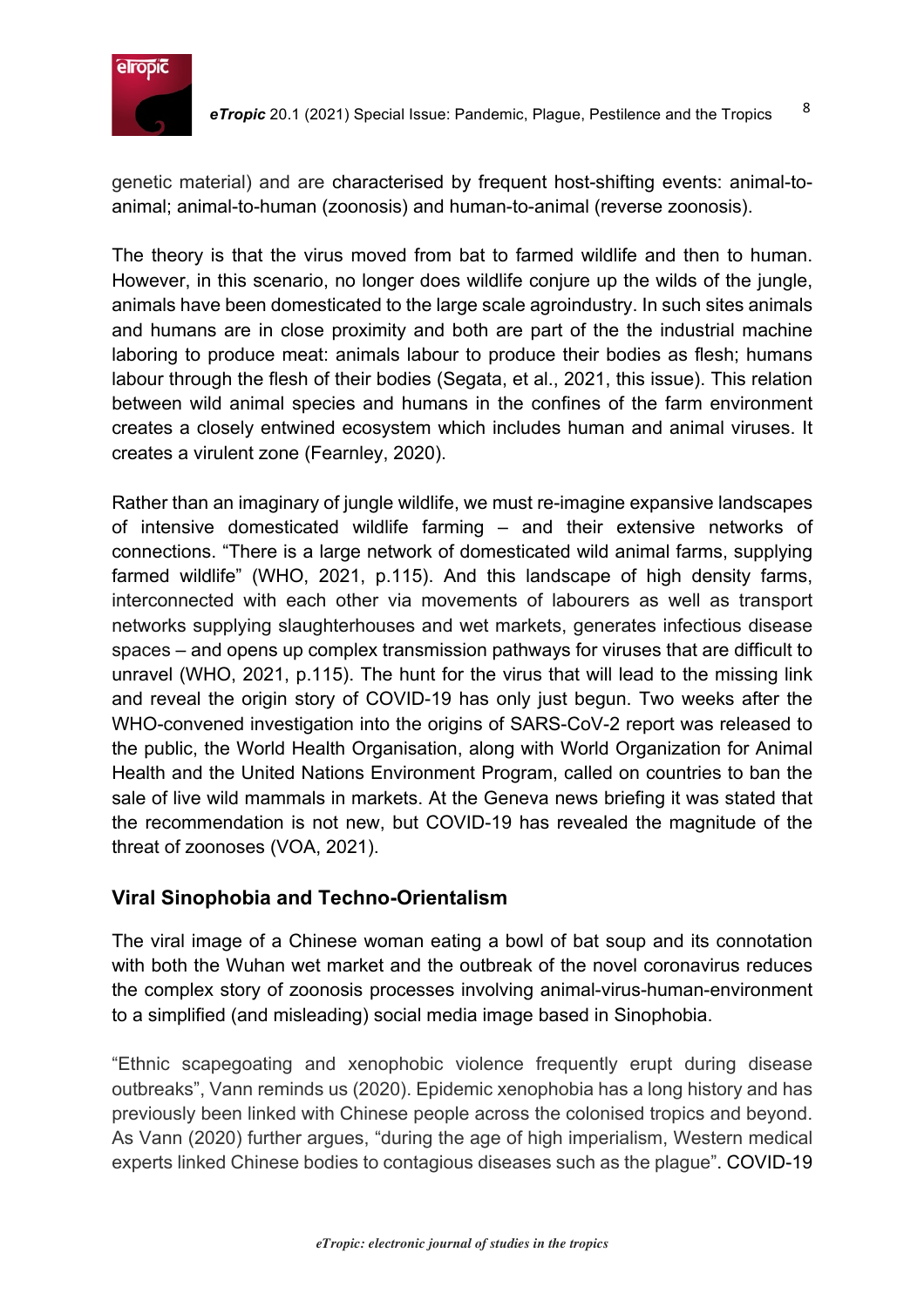genetic material) and are characterised by frequent host-shifting events: animal-to-animal; animal-to-human (zoonosis) and human-to-animal (reverse zoonosis).

The theory is that the virus moved from bat to farmed wildlife and then to human. However, in this scenario, no longer does wildlife conjure up the wilds of the jungle, animals have been domesticated to the large scale agroindustry. In such sites animals and humans are in close proximity and both are part of the the industrial machine laboring to produce meat: animals labour to produce their bodies as flesh; humans labour through the flesh of their bodies (Segata, et al., 2021, this issue). This relation between wild animal species and humans in the confines of the farm environment creates a closely entwined ecosystem which includes human and animal viruses. It creates a virulent zone (Fearnley, 2020).

Rather than an imaginary of jungle wildlife, we must re-imagine expansive landscapes of intensive domesticated wildlife farming – and their extensive networks of connections. "There is a large network of domesticated wild animal farms, supplying farmed wildlife" (WHO, 2021, p.115). And this landscape of high density farms, interconnected with each other via movements of labourers as well as transport networks supplying slaughterhouses and wet markets, generates infectious disease spaces – and opens up complex transmission pathways for viruses that are difficult to unravel (WHO, 2021, p.115). The hunt for the virus that will lead to the missing link and reveal the origin story of COVID-19 has only just begun. Two weeks after the WHO-convened investigation into the origins of SARS-CoV-2 report was released to the public, the World Health Organisation, along with World Organization for Animal Health and the United Nations Environment Program, called on countries to ban the sale of live wild mammals in markets. At the Geneva news briefing it was stated that the recommendation is not new, but COVID-19 has revealed the magnitude of the threat of zoonoses (VOA, 2021).

## Viral Sinophobia and Techno-Orientalism

The viral image of a Chinese woman eating a bowl of bat soup and its connotation with both the Wuhan wet market and the outbreak of the novel coronavirus reduces the complex story of zoonosis processes involving animal-virus-human-environment to a simplified (and misleading) social media image based in Sinophobia.

"Ethnic scapegoating and xenophobic violence frequently erupt during disease outbreaks", Vann reminds us (2020). Epidemic xenophobia has a long history and has previously been linked with Chinese people across the colonised tropics and beyond. As Vann (2020) further argues, "during the age of high imperialism, Western medical experts linked Chinese bodies to contagious diseases such as the plague". COVID-19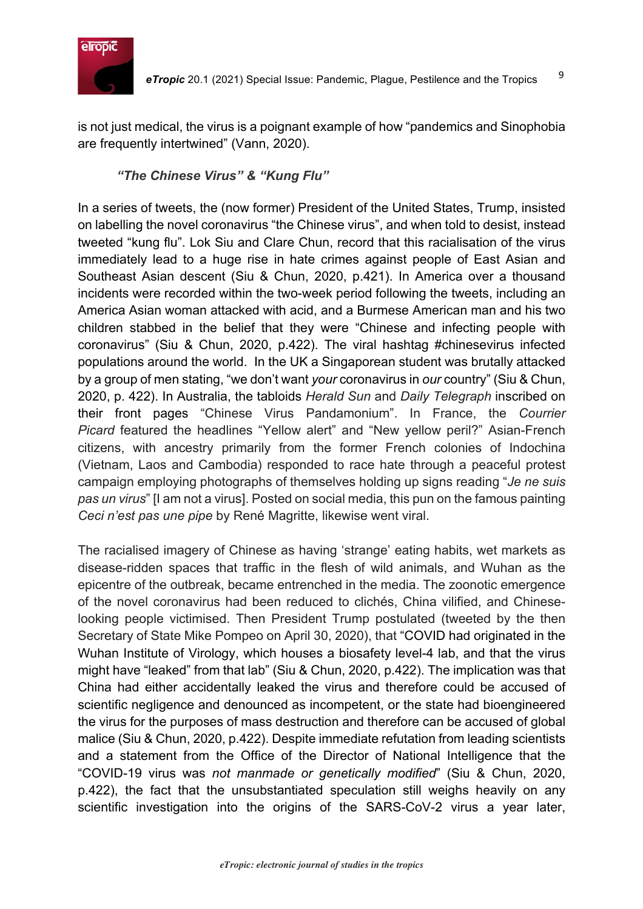is not just medical, the virus is a poignant example of how "pandemics and Sinophobia are frequently intertwined" (Vann, 2020).

### *"The Chinese Virus" & "Kung Flu"*

In a series of tweets, the (now former) President of the United States, Trump, insisted on labelling the novel coronavirus "the Chinese virus", and when told to desist, instead tweeted "kung flu". Lok Siu and Clare Chun, record that this racialisation of the virus immediately lead to a huge rise in hate crimes against people of East Asian and Southeast Asian descent (Siu & Chun, 2020, p.421). In America over a thousand incidents were recorded within the two-week period following the tweets, including an America Asian woman attacked with acid, and a Burmese American man and his two children stabbed in the belief that they were "Chinese and infecting people with coronavirus" (Siu & Chun, 2020, p.422). The viral hashtag #chinesevirus infected populations around the world. In the UK a Singaporean student was brutally attacked by a group of men stating, "we don't want *your* coronavirus in *our* country" (Siu & Chun, 2020, p. 422). In Australia, the tabloids *Herald Sun* and *Daily Telegraph* inscribed on their front pages "Chinese Virus Pandamonium". In France, the *Courrier Picard* featured the headlines "Yellow alert" and "New yellow peril?" Asian-French citizens, with ancestry primarily from the former French colonies of Indochina (Vietnam, Laos and Cambodia) responded to race hate through a peaceful protest campaign employing photographs of themselves holding up signs reading "*Je ne suis pas un virus*" [I am not a virus]. Posted on social media, this pun on the famous painting *Ceci n'est pas une pipe* by René Magritte, likewise went viral.

The racialised imagery of Chinese as having 'strange' eating habits, wet markets as disease-ridden spaces that traffic in the flesh of wild animals, and Wuhan as the epicentre of the outbreak, became entrenched in the media. The zoonotic emergence of the novel coronavirus had been reduced to clichés, China vilified, and Chinese-looking people victimised. Then President Trump postulated (tweeted by the then Secretary of State Mike Pompeo on April 30, 2020), that "COVID had originated in the Wuhan Institute of Virology, which houses a biosafety level-4 lab, and that the virus might have "leaked" from that lab" (Siu & Chun, 2020, p.422). The implication was that China had either accidentally leaked the virus and therefore could be accused of scientific negligence and denounced as incompetent, or the state had bioengineered the virus for the purposes of mass destruction and therefore can be accused of global malice (Siu & Chun, 2020, p.422). Despite immediate refutation from leading scientists and a statement from the Office of the Director of National Intelligence that the "COVID-19 virus was *not manmade or genetically modified*" (Siu & Chun, 2020, p.422), the fact that the unsubstantiated speculation still weighs heavily on any scientific investigation into the origins of the SARS-CoV-2 virus a year later,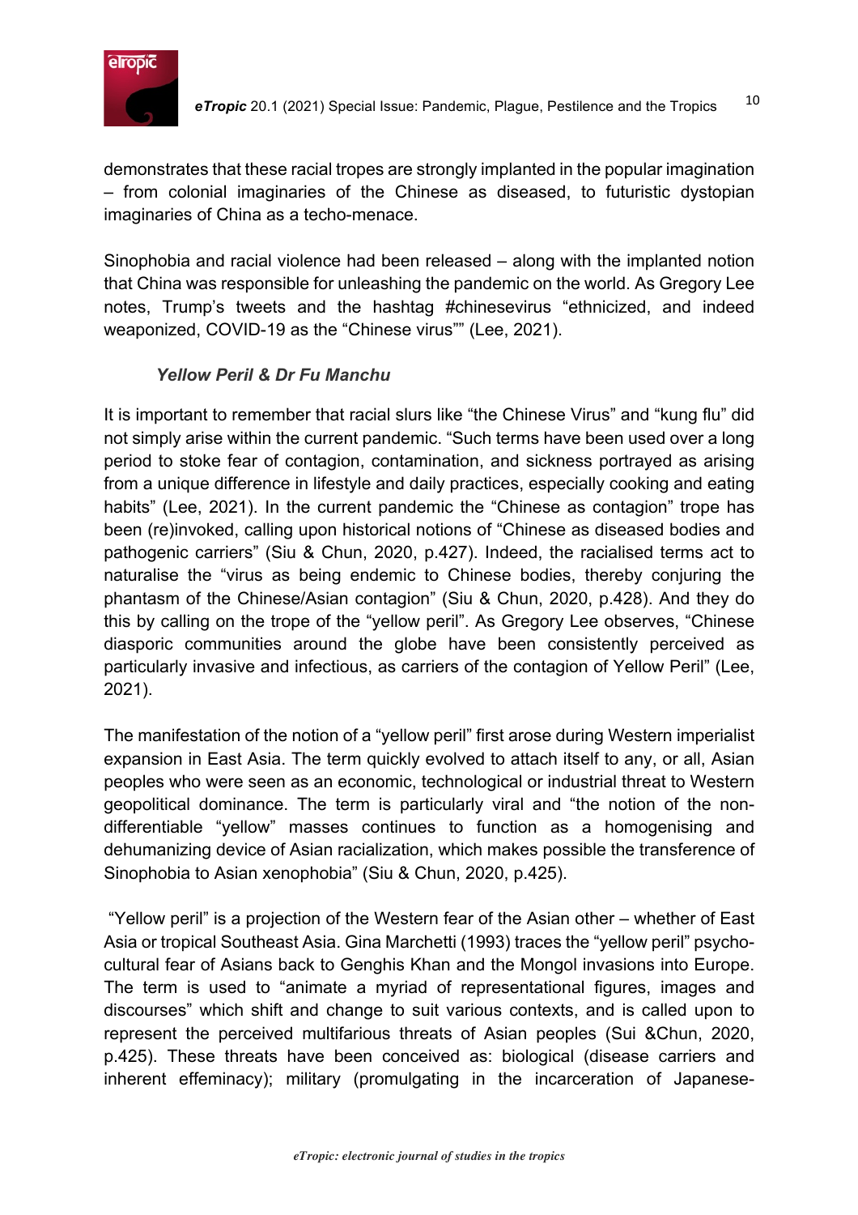demonstrates that these racial tropes are strongly implanted in the popular imagination – from colonial imaginaries of the Chinese as diseased, to futuristic dystopian imaginaries of China as a techo-menace.

Sinophobia and racial violence had been released – along with the implanted notion that China was responsible for unleashing the pandemic on the world. As Gregory Lee notes, Trump's tweets and the hashtag #chinesevirus "ethnicized, and indeed weaponized, COVID-19 as the "Chinese virus"" (Lee, 2021).

### *Yellow Peril & Dr Fu Manchu*

It is important to remember that racial slurs like "the Chinese Virus" and "kung flu" did not simply arise within the current pandemic. "Such terms have been used over a long period to stoke fear of contagion, contamination, and sickness portrayed as arising from a unique difference in lifestyle and daily practices, especially cooking and eating habits" (Lee, 2021). In the current pandemic the "Chinese as contagion" trope has been (re)invoked, calling upon historical notions of "Chinese as diseased bodies and pathogenic carriers" (Siu & Chun, 2020, p.427). Indeed, the racialised terms act to naturalise the "virus as being endemic to Chinese bodies, thereby conjuring the phantasm of the Chinese/Asian contagion" (Siu & Chun, 2020, p.428). And they do this by calling on the trope of the "yellow peril". As Gregory Lee observes, "Chinese diasporic communities around the globe have been consistently perceived as particularly invasive and infectious, as carriers of the contagion of Yellow Peril" (Lee, 2021).

The manifestation of the notion of a "yellow peril" first arose during Western imperialist expansion in East Asia. The term quickly evolved to attach itself to any, or all, Asian peoples who were seen as an economic, technological or industrial threat to Western geopolitical dominance. The term is particularly viral and "the notion of the non-differentiable "yellow" masses continues to function as a homogenising and dehumanizing device of Asian racialization, which makes possible the transference of Sinophobia to Asian xenophobia" (Siu & Chun, 2020, p.425).

"Yellow peril" is a projection of the Western fear of the Asian other – whether of East Asia or tropical Southeast Asia. Gina Marchetti (1993) traces the "yellow peril" psycho-cultural fear of Asians back to Genghis Khan and the Mongol invasions into Europe. The term is used to "animate a myriad of representational figures, images and discourses" which shift and change to suit various contexts, and is called upon to represent the perceived multifarious threats of Asian peoples (Sui &Chun, 2020, p.425). These threats have been conceived as: biological (disease carriers and inherent effeminacy); military (promulgating in the incarceration of Japanese-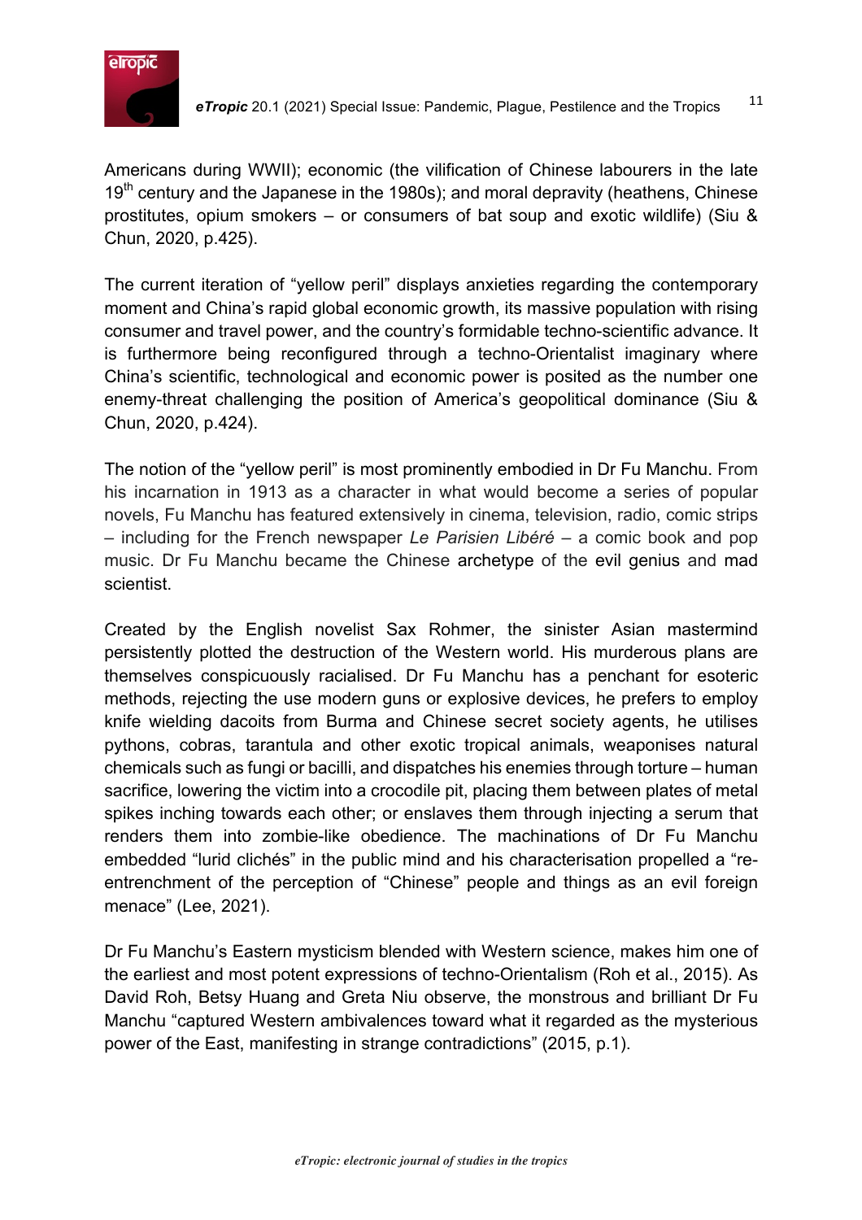Americans during WWII); economic (the vilification of Chinese labourers in the late 19th century and the Japanese in the 1980s); and moral depravity (heathens, Chinese prostitutes, opium smokers – or consumers of bat soup and exotic wildlife) (Siu & Chun, 2020, p.425).

The current iteration of "yellow peril" displays anxieties regarding the contemporary moment and China's rapid global economic growth, its massive population with rising consumer and travel power, and the country's formidable techno-scientific advance. It is furthermore being reconfigured through a techno-Orientalist imaginary where China's scientific, technological and economic power is posited as the number one enemy-threat challenging the position of America's geopolitical dominance (Siu & Chun, 2020, p.424).

The notion of the "yellow peril" is most prominently embodied in Dr Fu Manchu. From his incarnation in 1913 as a character in what would become a series of popular novels, Fu Manchu has featured extensively in cinema, television, radio, comic strips – including for the French newspaper *Le Parisien Libéré* – a comic book and pop music. Dr Fu Manchu became the Chinese archetype of the evil genius and mad scientist.

Created by the English novelist Sax Rohmer, the sinister Asian mastermind persistently plotted the destruction of the Western world. His murderous plans are themselves conspicuously racialised. Dr Fu Manchu has a penchant for esoteric methods, rejecting the use modern guns or explosive devices, he prefers to employ knife wielding dacoits from Burma and Chinese secret society agents, he utilises pythons, cobras, tarantula and other exotic tropical animals, weaponises natural chemicals such as fungi or bacilli, and dispatches his enemies through torture – human sacrifice, lowering the victim into a crocodile pit, placing them between plates of metal spikes inching towards each other; or enslaves them through injecting a serum that renders them into zombie-like obedience. The machinations of Dr Fu Manchu embedded "lurid clichés" in the public mind and his characterisation propelled a "re-entrenchment of the perception of "Chinese" people and things as an evil foreign menace" (Lee, 2021).

Dr Fu Manchu's Eastern mysticism blended with Western science, makes him one of the earliest and most potent expressions of techno-Orientalism (Roh et al., 2015). As David Roh, Betsy Huang and Greta Niu observe, the monstrous and brilliant Dr Fu Manchu "captured Western ambivalences toward what it regarded as the mysterious power of the East, manifesting in strange contradictions" (2015, p.1).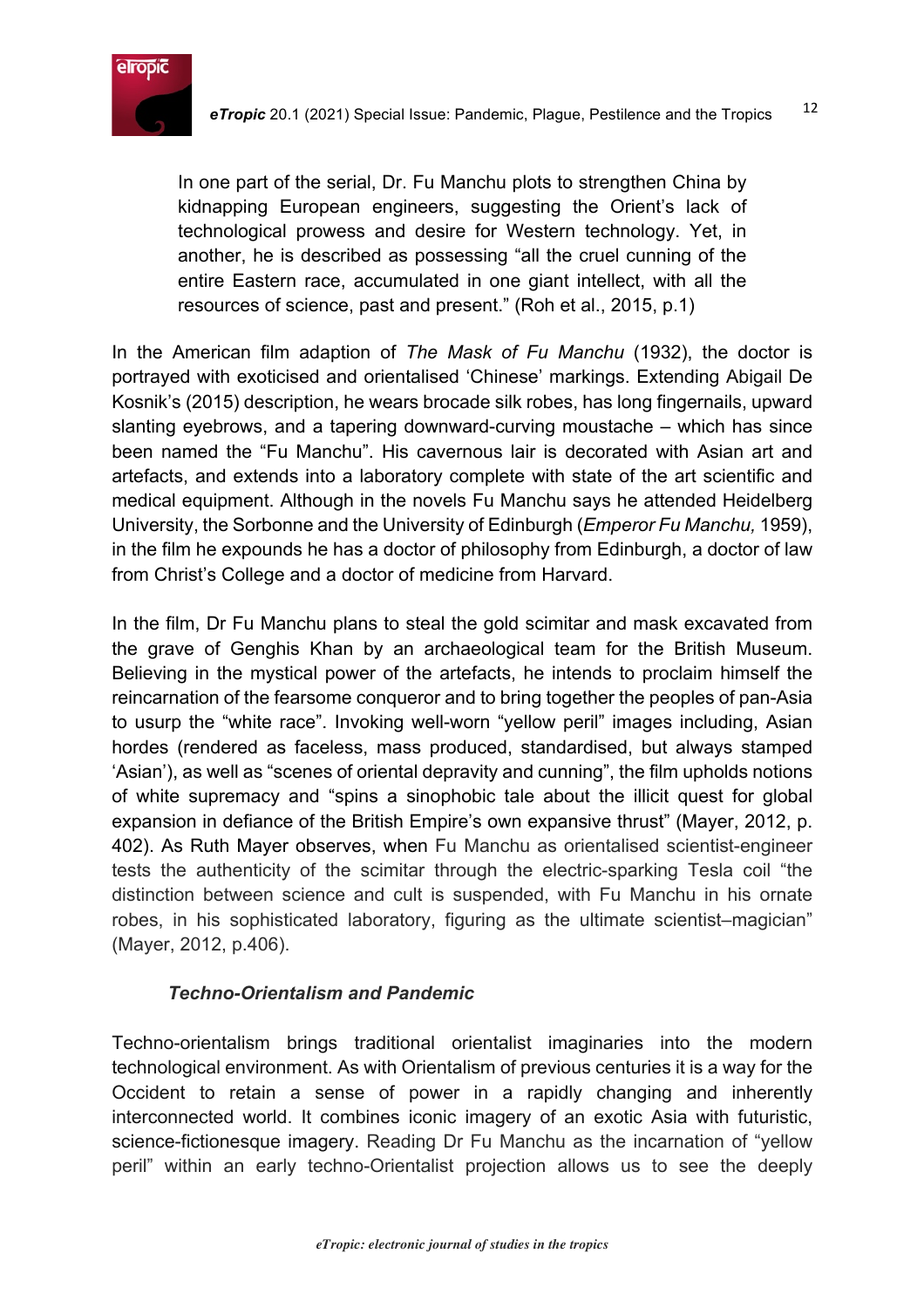> In one part of the serial, Dr. Fu Manchu plots to strengthen China by kidnapping European engineers, suggesting the Orient's lack of technological prowess and desire for Western technology. Yet, in another, he is described as possessing "all the cruel cunning of the entire Eastern race, accumulated in one giant intellect, with all the resources of science, past and present." (Roh et al., 2015, p.1)

In the American film adaption of *The Mask of Fu Manchu* (1932), the doctor is portrayed with exoticised and orientalised 'Chinese' markings. Extending Abigail De Kosnik's (2015) description, he wears brocade silk robes, has long fingernails, upward slanting eyebrows, and a tapering downward-curving moustache – which has since been named the "Fu Manchu". His cavernous lair is decorated with Asian art and artefacts, and extends into a laboratory complete with state of the art scientific and medical equipment. Although in the novels Fu Manchu says he attended Heidelberg University, the Sorbonne and the University of Edinburgh (*Emperor Fu Manchu,* 1959), in the film he expounds he has a doctor of philosophy from Edinburgh, a doctor of law from Christ's College and a doctor of medicine from Harvard.

In the film, Dr Fu Manchu plans to steal the gold scimitar and mask excavated from the grave of Genghis Khan by an archaeological team for the British Museum. Believing in the mystical power of the artefacts, he intends to proclaim himself the reincarnation of the fearsome conqueror and to bring together the peoples of pan-Asia to usurp the "white race". Invoking well-worn "yellow peril" images including, Asian hordes (rendered as faceless, mass produced, standardised, but always stamped 'Asian'), as well as "scenes of oriental depravity and cunning", the film upholds notions of white supremacy and "spins a sinophobic tale about the illicit quest for global expansion in defiance of the British Empire's own expansive thrust" (Mayer, 2012, p. 402). As Ruth Mayer observes, when Fu Manchu as orientalised scientist-engineer tests the authenticity of the scimitar through the electric-sparking Tesla coil "the distinction between science and cult is suspended, with Fu Manchu in his ornate robes, in his sophisticated laboratory, figuring as the ultimate scientist–magician" (Mayer, 2012, p.406).

### *Techno-Orientalism and Pandemic*

Techno-orientalism brings traditional orientalist imaginaries into the modern technological environment. As with Orientalism of previous centuries it is a way for the Occident to retain a sense of power in a rapidly changing and inherently interconnected world. It combines iconic imagery of an exotic Asia with futuristic, science-fictionesque imagery. Reading Dr Fu Manchu as the incarnation of "yellow peril" within an early techno-Orientalist projection allows us to see the deeply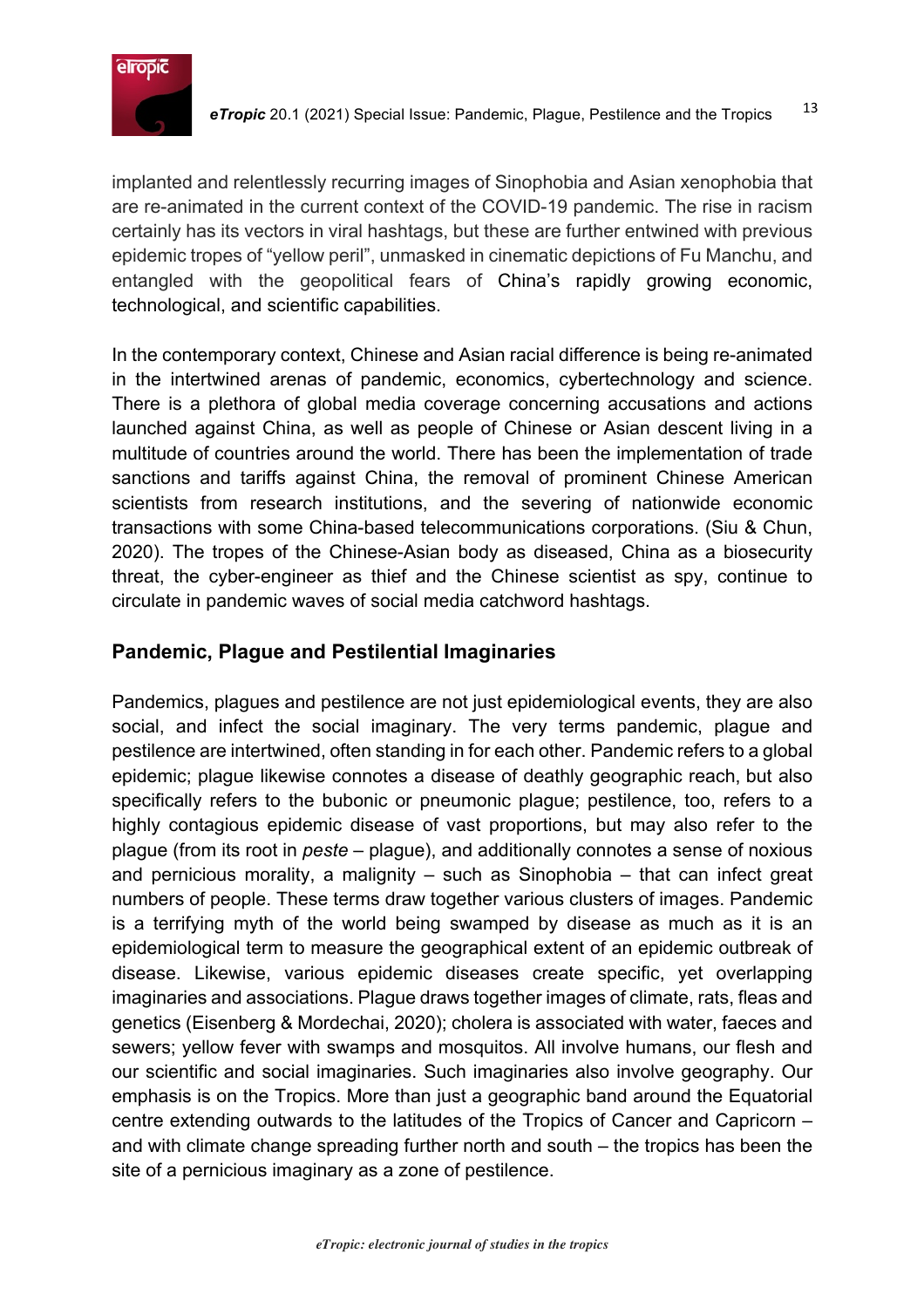implanted and relentlessly recurring images of Sinophobia and Asian xenophobia that are re-animated in the current context of the COVID-19 pandemic. The rise in racism certainly has its vectors in viral hashtags, but these are further entwined with previous epidemic tropes of "yellow peril", unmasked in cinematic depictions of Fu Manchu, and entangled with the geopolitical fears of China's rapidly growing economic, technological, and scientific capabilities.

In the contemporary context, Chinese and Asian racial difference is being re-animated in the intertwined arenas of pandemic, economics, cybertechnology and science. There is a plethora of global media coverage concerning accusations and actions launched against China, as well as people of Chinese or Asian descent living in a multitude of countries around the world. There has been the implementation of trade sanctions and tariffs against China, the removal of prominent Chinese American scientists from research institutions, and the severing of nationwide economic transactions with some China-based telecommunications corporations. (Siu & Chun, 2020). The tropes of the Chinese-Asian body as diseased, China as a biosecurity threat, the cyber-engineer as thief and the Chinese scientist as spy, continue to circulate in pandemic waves of social media catchword hashtags.

## Pandemic, Plague and Pestilential Imaginaries

Pandemics, plagues and pestilence are not just epidemiological events, they are also social, and infect the social imaginary. The very terms pandemic, plague and pestilence are intertwined, often standing in for each other. Pandemic refers to a global epidemic; plague likewise connotes a disease of deathly geographic reach, but also specifically refers to the bubonic or pneumonic plague; pestilence, too, refers to a highly contagious epidemic disease of vast proportions, but may also refer to the plague (from its root in *peste* – plague), and additionally connotes a sense of noxious and pernicious morality, a malignity – such as Sinophobia – that can infect great numbers of people. These terms draw together various clusters of images. Pandemic is a terrifying myth of the world being swamped by disease as much as it is an epidemiological term to measure the geographical extent of an epidemic outbreak of disease. Likewise, various epidemic diseases create specific, yet overlapping imaginaries and associations. Plague draws together images of climate, rats, fleas and genetics (Eisenberg & Mordechai, 2020); cholera is associated with water, faeces and sewers; yellow fever with swamps and mosquitos. All involve humans, our flesh and our scientific and social imaginaries. Such imaginaries also involve geography. Our emphasis is on the Tropics. More than just a geographic band around the Equatorial centre extending outwards to the latitudes of the Tropics of Cancer and Capricorn – and with climate change spreading further north and south – the tropics has been the site of a pernicious imaginary as a zone of pestilence.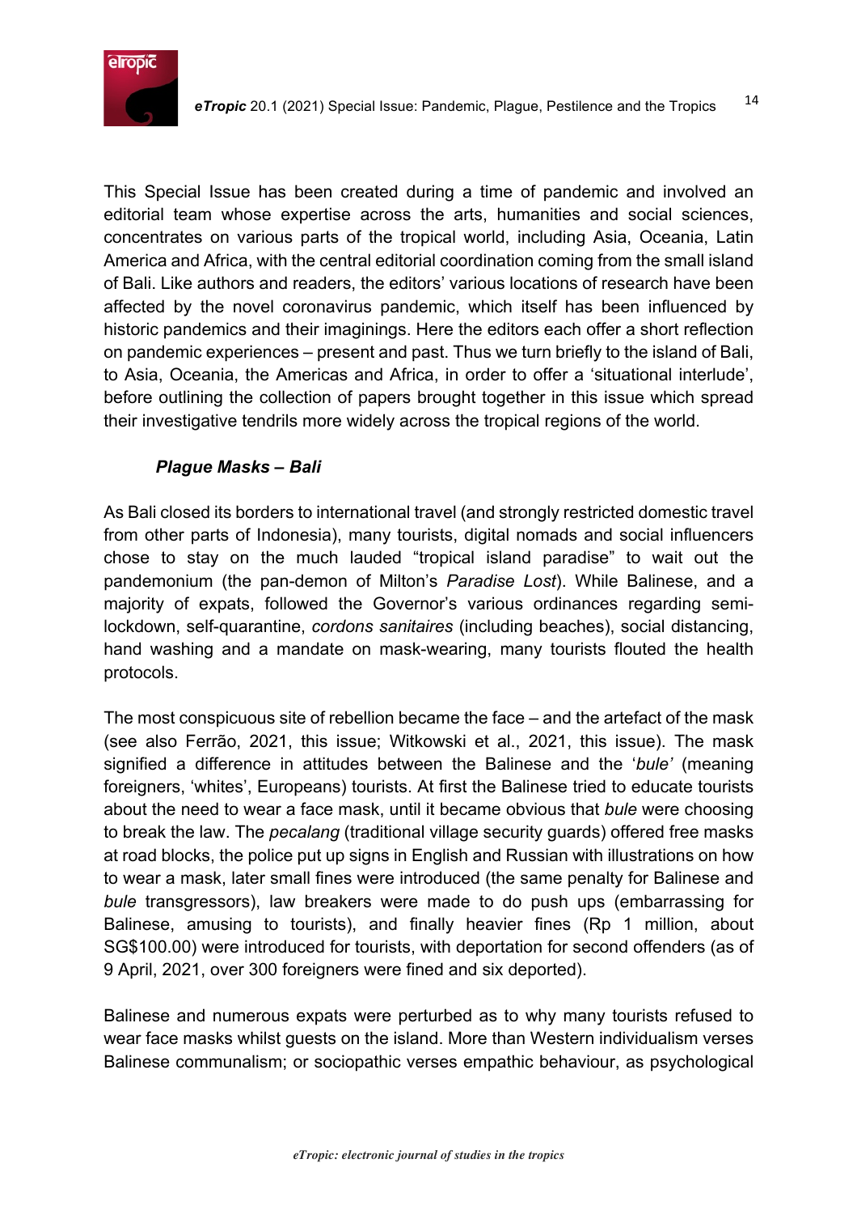This Special Issue has been created during a time of pandemic and involved an editorial team whose expertise across the arts, humanities and social sciences, concentrates on various parts of the tropical world, including Asia, Oceania, Latin America and Africa, with the central editorial coordination coming from the small island of Bali. Like authors and readers, the editors' various locations of research have been affected by the novel coronavirus pandemic, which itself has been influenced by historic pandemics and their imaginings. Here the editors each offer a short reflection on pandemic experiences – present and past. Thus we turn briefly to the island of Bali, to Asia, Oceania, the Americas and Africa, in order to offer a 'situational interlude', before outlining the collection of papers brought together in this issue which spread their investigative tendrils more widely across the tropical regions of the world.

### *Plague Masks – Bali*

As Bali closed its borders to international travel (and strongly restricted domestic travel from other parts of Indonesia), many tourists, digital nomads and social influencers chose to stay on the much lauded "tropical island paradise" to wait out the pandemonium (the pan-demon of Milton's *Paradise Lost*). While Balinese, and a majority of expats, followed the Governor's various ordinances regarding semi-lockdown, self-quarantine, *cordons sanitaires* (including beaches), social distancing, hand washing and a mandate on mask-wearing, many tourists flouted the health protocols.

The most conspicuous site of rebellion became the face – and the artefact of the mask (see also Ferrão, 2021, this issue; Witkowski et al., 2021, this issue). The mask signified a difference in attitudes between the Balinese and the '*bule'* (meaning foreigners, 'whites', Europeans) tourists. At first the Balinese tried to educate tourists about the need to wear a face mask, until it became obvious that *bule* were choosing to break the law. The *pecalang* (traditional village security guards) offered free masks at road blocks, the police put up signs in English and Russian with illustrations on how to wear a mask, later small fines were introduced (the same penalty for Balinese and *bule* transgressors), law breakers were made to do push ups (embarrassing for Balinese, amusing to tourists), and finally heavier fines (Rp 1 million, about SG$100.00) were introduced for tourists, with deportation for second offenders (as of 9 April, 2021, over 300 foreigners were fined and six deported).

Balinese and numerous expats were perturbed as to why many tourists refused to wear face masks whilst guests on the island. More than Western individualism verses Balinese communalism; or sociopathic verses empathic behaviour, as psychological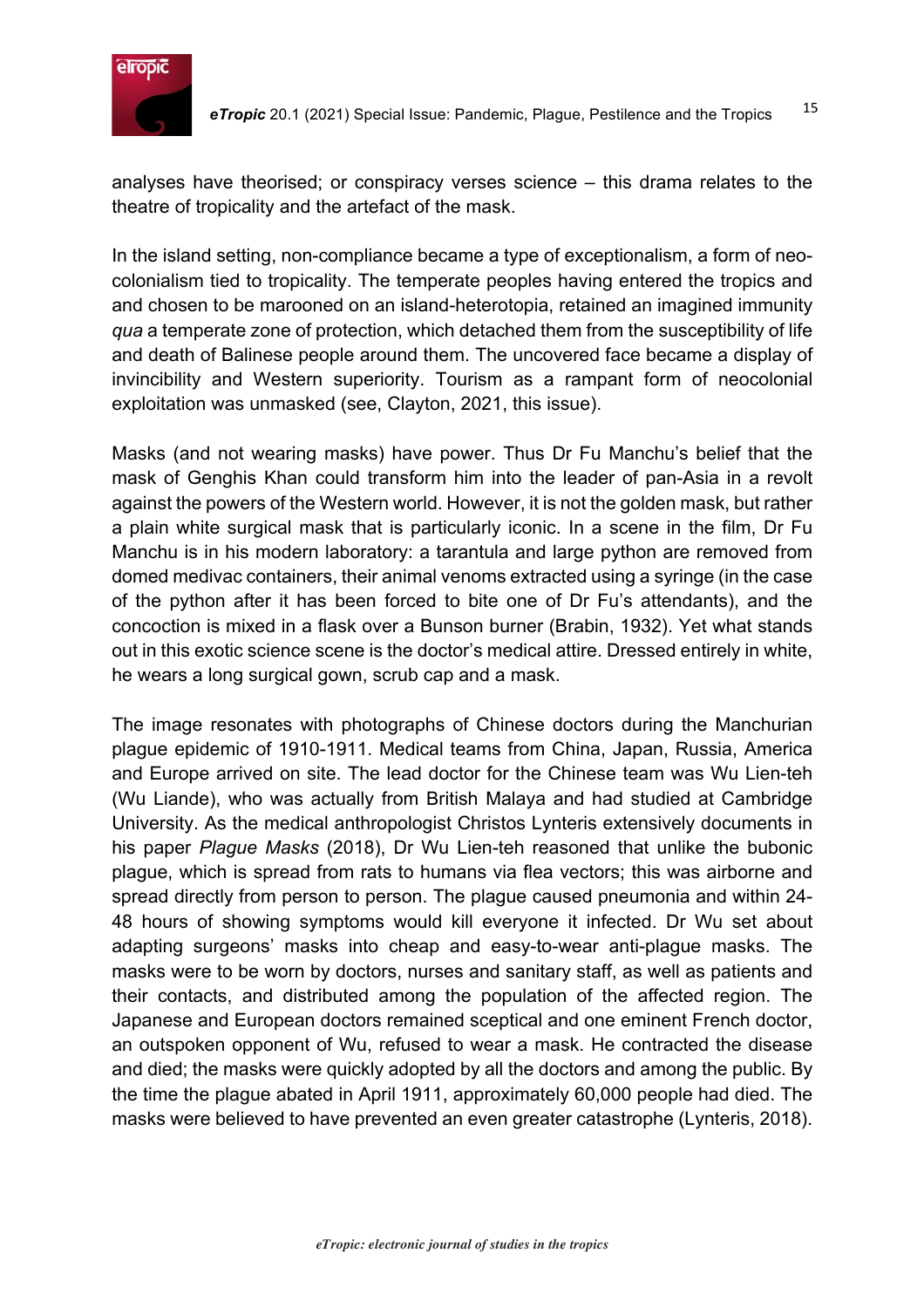analyses have theorised; or conspiracy verses science – this drama relates to the theatre of tropicality and the artefact of the mask.

In the island setting, non-compliance became a type of exceptionalism, a form of neo-colonialism tied to tropicality. The temperate peoples having entered the tropics and and chosen to be marooned on an island-heterotopia, retained an imagined immunity *qua* a temperate zone of protection, which detached them from the susceptibility of life and death of Balinese people around them. The uncovered face became a display of invincibility and Western superiority. Tourism as a rampant form of neocolonial exploitation was unmasked (see, Clayton, 2021, this issue).

Masks (and not wearing masks) have power. Thus Dr Fu Manchu's belief that the mask of Genghis Khan could transform him into the leader of pan-Asia in a revolt against the powers of the Western world. However, it is not the golden mask, but rather a plain white surgical mask that is particularly iconic. In a scene in the film, Dr Fu Manchu is in his modern laboratory: a tarantula and large python are removed from domed medivac containers, their animal venoms extracted using a syringe (in the case of the python after it has been forced to bite one of Dr Fu's attendants), and the concoction is mixed in a flask over a Bunson burner (Brabin, 1932). Yet what stands out in this exotic science scene is the doctor's medical attire. Dressed entirely in white, he wears a long surgical gown, scrub cap and a mask.

The image resonates with photographs of Chinese doctors during the Manchurian plague epidemic of 1910-1911. Medical teams from China, Japan, Russia, America and Europe arrived on site. The lead doctor for the Chinese team was Wu Lien-teh (Wu Liande), who was actually from British Malaya and had studied at Cambridge University. As the medical anthropologist Christos Lynteris extensively documents in his paper *Plague Masks* (2018), Dr Wu Lien-teh reasoned that unlike the bubonic plague, which is spread from rats to humans via flea vectors; this was airborne and spread directly from person to person. The plague caused pneumonia and within 24-48 hours of showing symptoms would kill everyone it infected. Dr Wu set about adapting surgeons' masks into cheap and easy-to-wear anti-plague masks. The masks were to be worn by doctors, nurses and sanitary staff, as well as patients and their contacts, and distributed among the population of the affected region. The Japanese and European doctors remained sceptical and one eminent French doctor, an outspoken opponent of Wu, refused to wear a mask. He contracted the disease and died; the masks were quickly adopted by all the doctors and among the public. By the time the plague abated in April 1911, approximately 60,000 people had died. The masks were believed to have prevented an even greater catastrophe (Lynteris, 2018).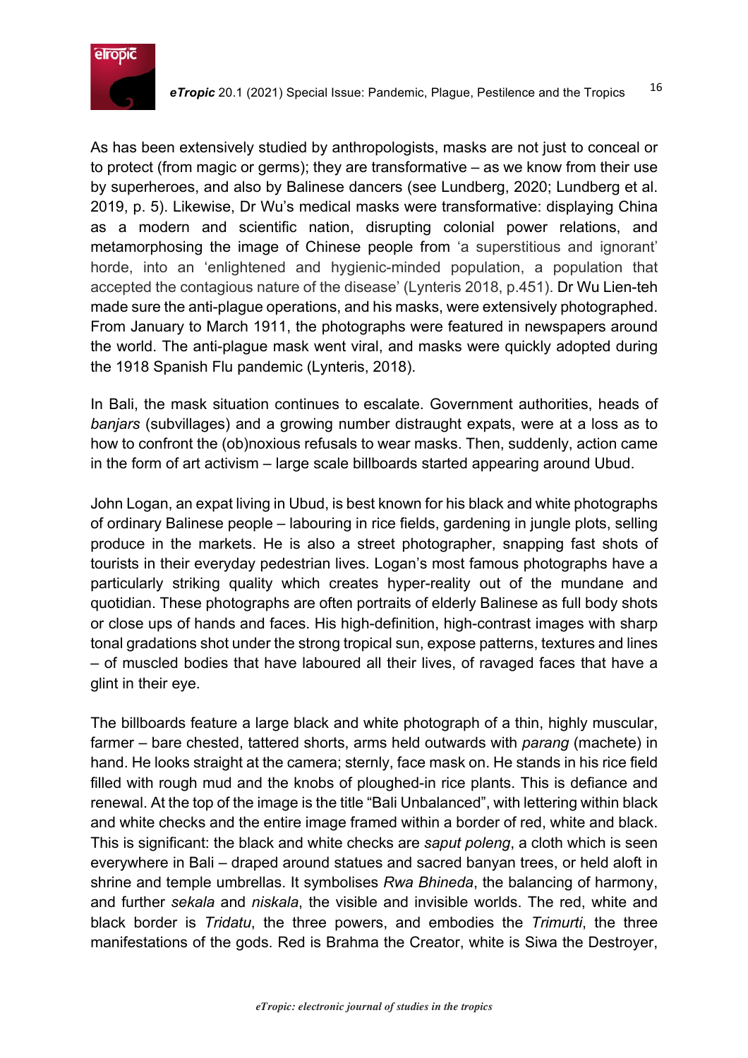As has been extensively studied by anthropologists, masks are not just to conceal or to protect (from magic or germs); they are transformative – as we know from their use by superheroes, and also by Balinese dancers (see Lundberg, 2020; Lundberg et al. 2019, p. 5). Likewise, Dr Wu's medical masks were transformative: displaying China as a modern and scientific nation, disrupting colonial power relations, and metamorphosing the image of Chinese people from 'a superstitious and ignorant' horde, into an 'enlightened and hygienic-minded population, a population that accepted the contagious nature of the disease' (Lynteris 2018, p.451). Dr Wu Lien-teh made sure the anti-plague operations, and his masks, were extensively photographed. From January to March 1911, the photographs were featured in newspapers around the world. The anti-plague mask went viral, and masks were quickly adopted during the 1918 Spanish Flu pandemic (Lynteris, 2018).

In Bali, the mask situation continues to escalate. Government authorities, heads of *banjars* (subvillages) and a growing number distraught expats, were at a loss as to how to confront the (ob)noxious refusals to wear masks. Then, suddenly, action came in the form of art activism – large scale billboards started appearing around Ubud.

John Logan, an expat living in Ubud, is best known for his black and white photographs of ordinary Balinese people – labouring in rice fields, gardening in jungle plots, selling produce in the markets. He is also a street photographer, snapping fast shots of tourists in their everyday pedestrian lives. Logan's most famous photographs have a particularly striking quality which creates hyper-reality out of the mundane and quotidian. These photographs are often portraits of elderly Balinese as full body shots or close ups of hands and faces. His high-definition, high-contrast images with sharp tonal gradations shot under the strong tropical sun, expose patterns, textures and lines – of muscled bodies that have laboured all their lives, of ravaged faces that have a glint in their eye.

The billboards feature a large black and white photograph of a thin, highly muscular, farmer – bare chested, tattered shorts, arms held outwards with *parang* (machete) in hand. He looks straight at the camera; sternly, face mask on. He stands in his rice field filled with rough mud and the knobs of ploughed-in rice plants. This is defiance and renewal. At the top of the image is the title "Bali Unbalanced", with lettering within black and white checks and the entire image framed within a border of red, white and black. This is significant: the black and white checks are *saput poleng*, a cloth which is seen everywhere in Bali – draped around statues and sacred banyan trees, or held aloft in shrine and temple umbrellas. It symbolises *Rwa Bhineda*, the balancing of harmony, and further *sekala* and *niskala*, the visible and invisible worlds. The red, white and black border is *Tridatu*, the three powers, and embodies the *Trimurti*, the three manifestations of the gods. Red is Brahma the Creator, white is Siwa the Destroyer,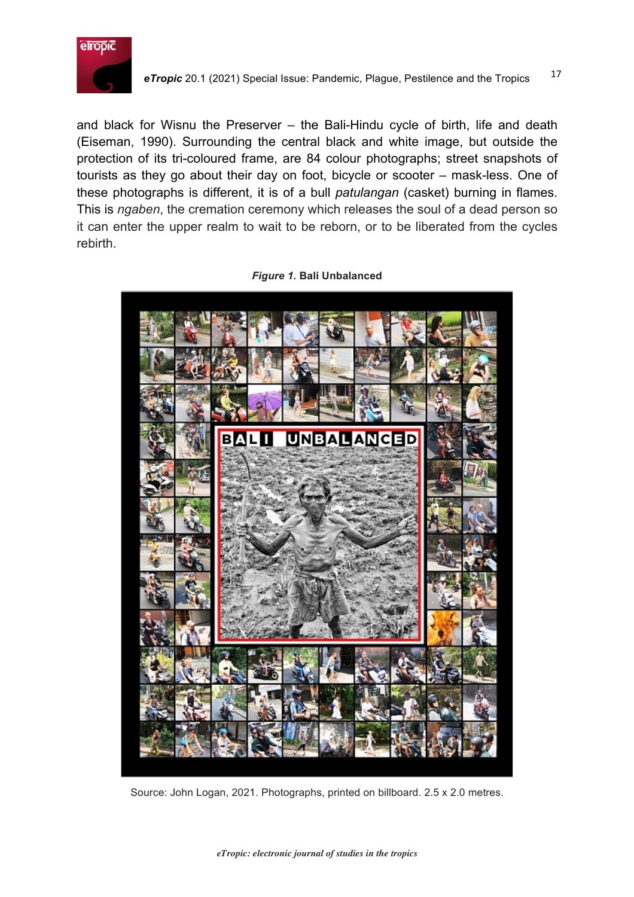and black for Wisnu the Preserver – the Bali-Hindu cycle of birth, life and death (Eiseman, 1990). Surrounding the central black and white image, but outside the protection of its tri-coloured frame, are 84 colour photographs; street snapshots of tourists as they go about their day on foot, bicycle or scooter – mask-less. One of these photographs is different, it is of a bull *patulangan* (casket) burning in flames. This is *ngaben*, the cremation ceremony which releases the soul of a dead person so it can enter the upper realm to wait to be reborn, or to be liberated from the cycles rebirth.

***Figure 1.*** **Bali Unbalanced**

Source: John Logan, 2021. Photographs, printed on billboard. 2.5 x 2.0 metres.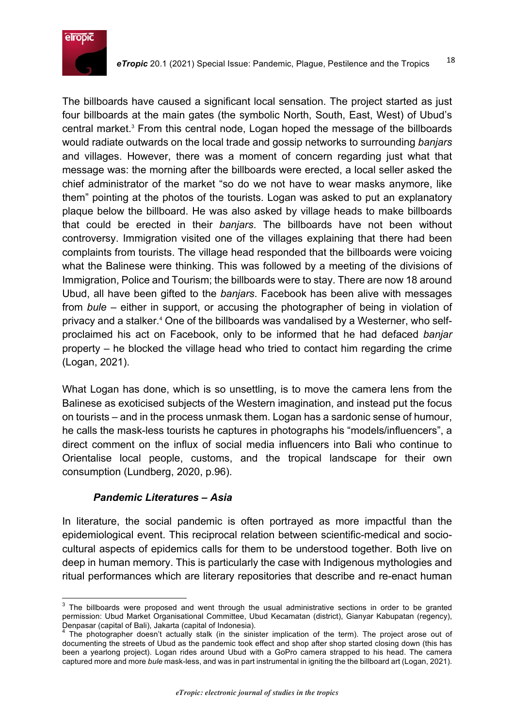The billboards have caused a significant local sensation. The project started as just four billboards at the main gates (the symbolic North, South, East, West) of Ubud's central market.[3] From this central node, Logan hoped the message of the billboards would radiate outwards on the local trade and gossip networks to surrounding *banjars* and villages. However, there was a moment of concern regarding just what that message was: the morning after the billboards were erected, a local seller asked the chief administrator of the market "so do we not have to wear masks anymore, like them" pointing at the photos of the tourists. Logan was asked to put an explanatory plaque below the billboard. He was also asked by village heads to make billboards that could be erected in their *banjars*. The billboards have not been without controversy. Immigration visited one of the villages explaining that there had been complaints from tourists. The village head responded that the billboards were voicing what the Balinese were thinking. This was followed by a meeting of the divisions of Immigration, Police and Tourism; the billboards were to stay. There are now 18 around Ubud, all have been gifted to the *banjars*. Facebook has been alive with messages from *bule* – either in support, or accusing the photographer of being in violation of privacy and a stalker.[4] One of the billboards was vandalised by a Westerner, who self-proclaimed his act on Facebook, only to be informed that he had defaced *banjar* property – he blocked the village head who tried to contact him regarding the crime (Logan, 2021).

What Logan has done, which is so unsettling, is to move the camera lens from the Balinese as exoticised subjects of the Western imagination, and instead put the focus on tourists – and in the process unmask them. Logan has a sardonic sense of humour, he calls the mask-less tourists he captures in photographs his "models/influencers", a direct comment on the influx of social media influencers into Bali who continue to Orientalise local people, customs, and the tropical landscape for their own consumption (Lundberg, 2020, p.96).

### *Pandemic Literatures – Asia*

In literature, the social pandemic is often portrayed as more impactful than the epidemiological event. This reciprocal relation between scientific-medical and socio-cultural aspects of epidemics calls for them to be understood together. Both live on deep in human memory. This is particularly the case with Indigenous mythologies and ritual performances which are literary repositories that describe and re-enact human

---

[3] The billboards were proposed and went through the usual administrative sections in order to be granted permission: Ubud Market Organisational Committee, Ubud Kecamatan (district), Gianyar Kabupatan (regency), Denpasar (capital of Bali), Jakarta (capital of Indonesia).

[4] The photographer doesn't actually stalk (in the sinister implication of the term). The project arose out of documenting the streets of Ubud as the pandemic took effect and shop after shop started closing down (this has been a yearlong project). Logan rides around Ubud with a GoPro camera strapped to his head. The camera captured more and more *bule* mask-less, and was in part instrumental in igniting the the billboard art (Logan, 2021).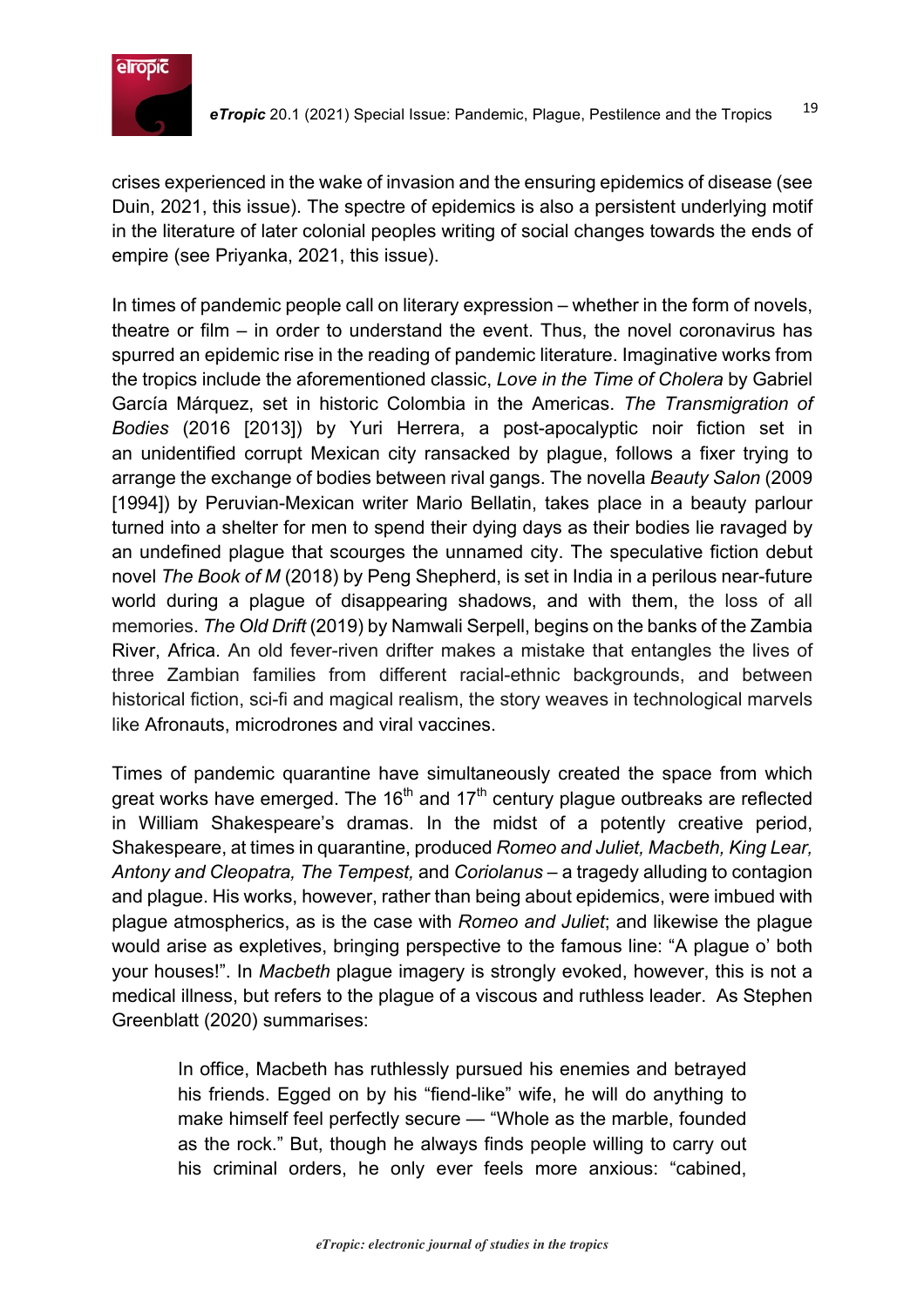crises experienced in the wake of invasion and the ensuring epidemics of disease (see Duin, 2021, this issue). The spectre of epidemics is also a persistent underlying motif in the literature of later colonial peoples writing of social changes towards the ends of empire (see Priyanka, 2021, this issue).

In times of pandemic people call on literary expression – whether in the form of novels, theatre or film – in order to understand the event. Thus, the novel coronavirus has spurred an epidemic rise in the reading of pandemic literature. Imaginative works from the tropics include the aforementioned classic, *Love in the Time of Cholera* by Gabriel García Márquez, set in historic Colombia in the Americas. *The Transmigration of Bodies* (2016 [2013]) by Yuri Herrera, a post-apocalyptic noir fiction set in an unidentified corrupt Mexican city ransacked by plague, follows a fixer trying to arrange the exchange of bodies between rival gangs. The novella *Beauty Salon* (2009 [1994]) by Peruvian-Mexican writer Mario Bellatin, takes place in a beauty parlour turned into a shelter for men to spend their dying days as their bodies lie ravaged by an undefined plague that scourges the unnamed city. The speculative fiction debut novel *The Book of M* (2018) by Peng Shepherd, is set in India in a perilous near-future world during a plague of disappearing shadows, and with them, the loss of all memories. *The Old Drift* (2019) by Namwali Serpell, begins on the banks of the Zambia River, Africa. An old fever-riven drifter makes a mistake that entangles the lives of three Zambian families from different racial-ethnic backgrounds, and between historical fiction, sci-fi and magical realism, the story weaves in technological marvels like Afronauts, microdrones and viral vaccines.

Times of pandemic quarantine have simultaneously created the space from which great works have emerged. The 16th and 17th century plague outbreaks are reflected in William Shakespeare's dramas. In the midst of a potently creative period, Shakespeare, at times in quarantine, produced *Romeo and Juliet, Macbeth, King Lear, Antony and Cleopatra, The Tempest,* and *Coriolanus* – a tragedy alluding to contagion and plague. His works, however, rather than being about epidemics, were imbued with plague atmospherics, as is the case with *Romeo and Juliet*; and likewise the plague would arise as expletives, bringing perspective to the famous line: "A plague o' both your houses!". In *Macbeth* plague imagery is strongly evoked, however, this is not a medical illness, but refers to the plague of a viscous and ruthless leader. As Stephen Greenblatt (2020) summarises:

> In office, Macbeth has ruthlessly pursued his enemies and betrayed his friends. Egged on by his "fiend-like" wife, he will do anything to make himself feel perfectly secure — "Whole as the marble, founded as the rock." But, though he always finds people willing to carry out his criminal orders, he only ever feels more anxious: "cabined,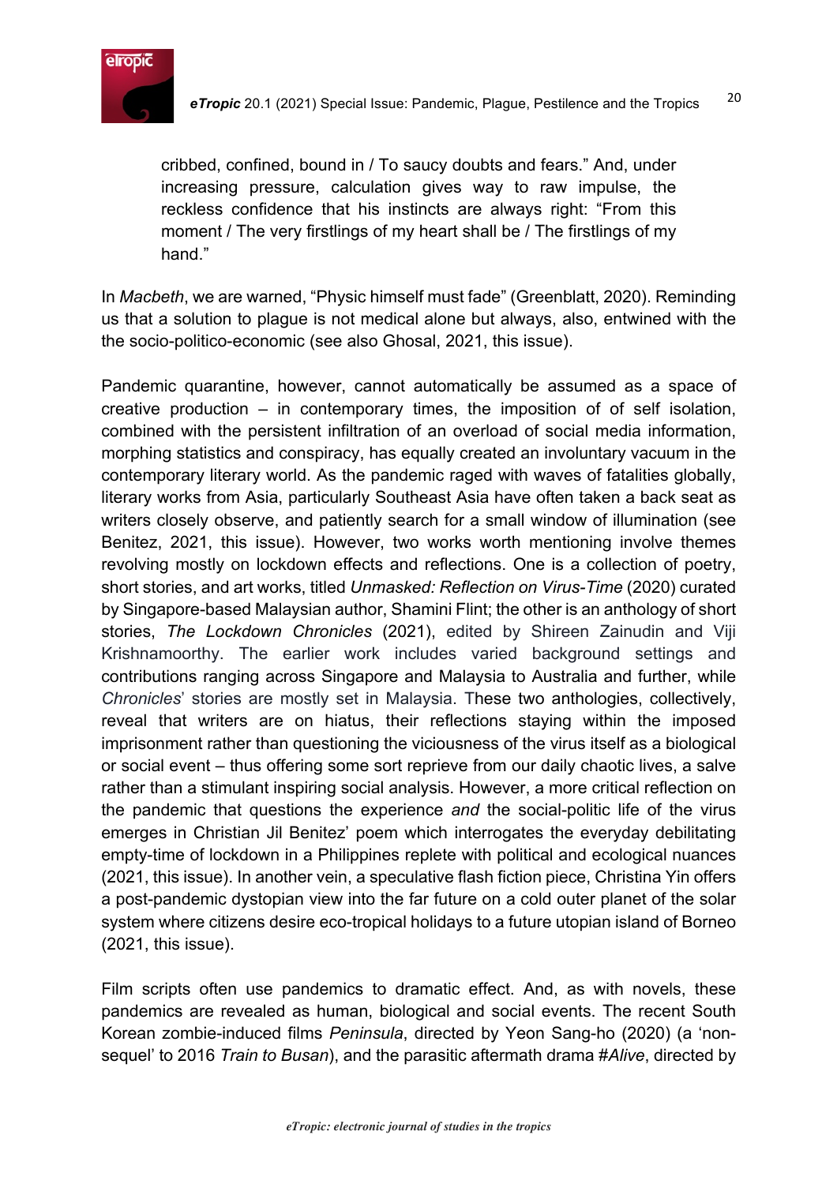cribbed, confined, bound in / To saucy doubts and fears." And, under increasing pressure, calculation gives way to raw impulse, the reckless confidence that his instincts are always right: "From this moment / The very firstlings of my heart shall be / The firstlings of my hand."

In *Macbeth*, we are warned, "Physic himself must fade" (Greenblatt, 2020). Reminding us that a solution to plague is not medical alone but always, also, entwined with the the socio-politico-economic (see also Ghosal, 2021, this issue).

Pandemic quarantine, however, cannot automatically be assumed as a space of creative production – in contemporary times, the imposition of of self isolation, combined with the persistent infiltration of an overload of social media information, morphing statistics and conspiracy, has equally created an involuntary vacuum in the contemporary literary world. As the pandemic raged with waves of fatalities globally, literary works from Asia, particularly Southeast Asia have often taken a back seat as writers closely observe, and patiently search for a small window of illumination (see Benitez, 2021, this issue). However, two works worth mentioning involve themes revolving mostly on lockdown effects and reflections. One is a collection of poetry, short stories, and art works, titled *Unmasked: Reflection on Virus-Time* (2020) curated by Singapore-based Malaysian author, Shamini Flint; the other is an anthology of short stories, *The Lockdown Chronicles* (2021), edited by Shireen Zainudin and Viji Krishnamoorthy. The earlier work includes varied background settings and contributions ranging across Singapore and Malaysia to Australia and further, while *Chronicles*' stories are mostly set in Malaysia. These two anthologies, collectively, reveal that writers are on hiatus, their reflections staying within the imposed imprisonment rather than questioning the viciousness of the virus itself as a biological or social event – thus offering some sort reprieve from our daily chaotic lives, a salve rather than a stimulant inspiring social analysis. However, a more critical reflection on the pandemic that questions the experience *and* the social-politic life of the virus emerges in Christian Jil Benitez' poem which interrogates the everyday debilitating empty-time of lockdown in a Philippines replete with political and ecological nuances (2021, this issue). In another vein, a speculative flash fiction piece, Christina Yin offers a post-pandemic dystopian view into the far future on a cold outer planet of the solar system where citizens desire eco-tropical holidays to a future utopian island of Borneo (2021, this issue).

Film scripts often use pandemics to dramatic effect. And, as with novels, these pandemics are revealed as human, biological and social events. The recent South Korean zombie-induced films *Peninsula*, directed by Yeon Sang-ho (2020) (a 'non-sequel' to 2016 *Train to Busan*), and the parasitic aftermath drama *#Alive*, directed by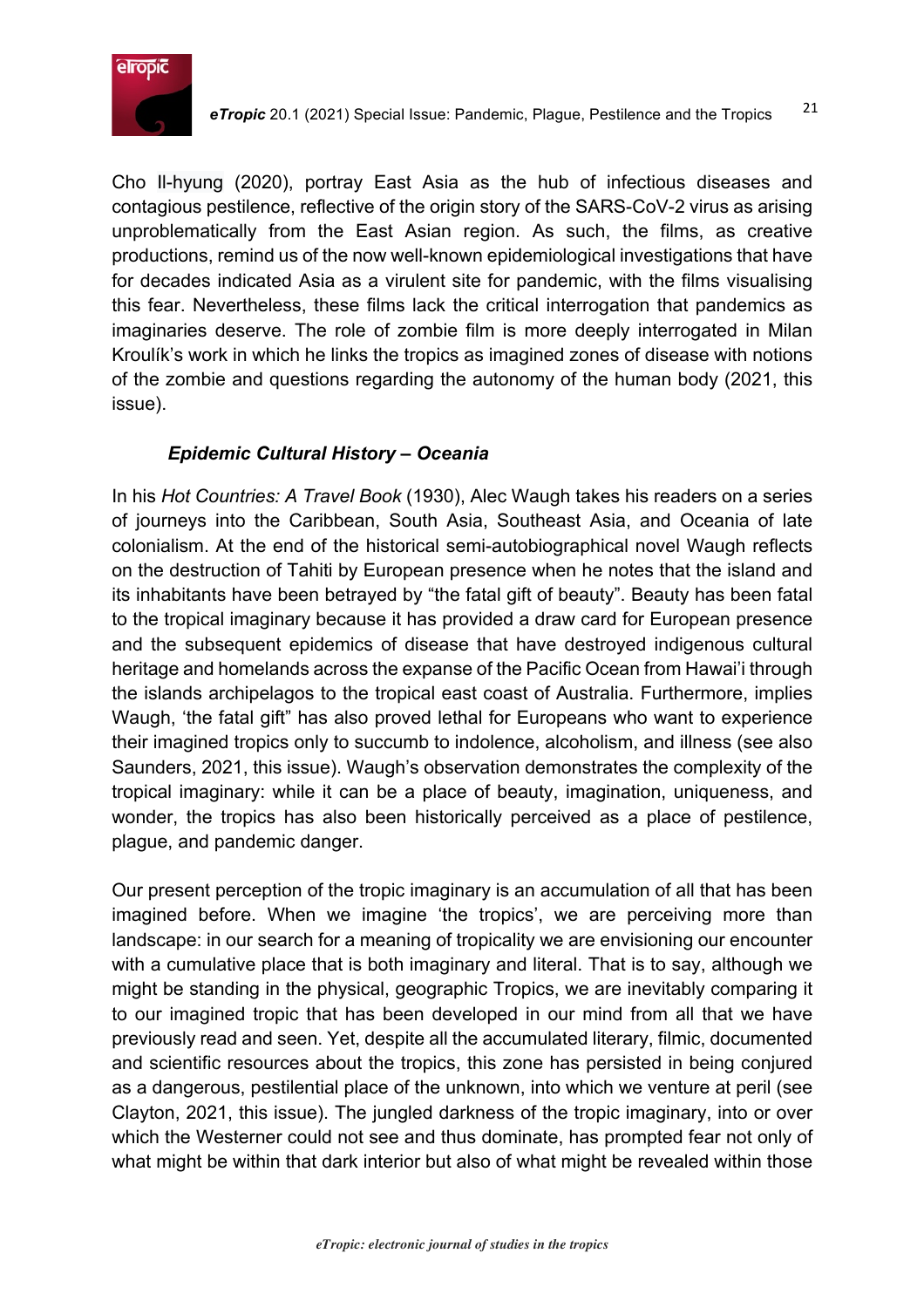Cho Il-hyung (2020), portray East Asia as the hub of infectious diseases and contagious pestilence, reflective of the origin story of the SARS-CoV-2 virus as arising unproblematically from the East Asian region. As such, the films, as creative productions, remind us of the now well-known epidemiological investigations that have for decades indicated Asia as a virulent site for pandemic, with the films visualising this fear. Nevertheless, these films lack the critical interrogation that pandemics as imaginaries deserve. The role of zombie film is more deeply interrogated in Milan Kroulík's work in which he links the tropics as imagined zones of disease with notions of the zombie and questions regarding the autonomy of the human body (2021, this issue).

### *Epidemic Cultural History – Oceania*

In his *Hot Countries: A Travel Book* (1930), Alec Waugh takes his readers on a series of journeys into the Caribbean, South Asia, Southeast Asia, and Oceania of late colonialism. At the end of the historical semi-autobiographical novel Waugh reflects on the destruction of Tahiti by European presence when he notes that the island and its inhabitants have been betrayed by "the fatal gift of beauty". Beauty has been fatal to the tropical imaginary because it has provided a draw card for European presence and the subsequent epidemics of disease that have destroyed indigenous cultural heritage and homelands across the expanse of the Pacific Ocean from Hawai'i through the islands archipelagos to the tropical east coast of Australia. Furthermore, implies Waugh, 'the fatal gift" has also proved lethal for Europeans who want to experience their imagined tropics only to succumb to indolence, alcoholism, and illness (see also Saunders, 2021, this issue). Waugh's observation demonstrates the complexity of the tropical imaginary: while it can be a place of beauty, imagination, uniqueness, and wonder, the tropics has also been historically perceived as a place of pestilence, plague, and pandemic danger.

Our present perception of the tropic imaginary is an accumulation of all that has been imagined before. When we imagine 'the tropics', we are perceiving more than landscape: in our search for a meaning of tropicality we are envisioning our encounter with a cumulative place that is both imaginary and literal. That is to say, although we might be standing in the physical, geographic Tropics, we are inevitably comparing it to our imagined tropic that has been developed in our mind from all that we have previously read and seen. Yet, despite all the accumulated literary, filmic, documented and scientific resources about the tropics, this zone has persisted in being conjured as a dangerous, pestilential place of the unknown, into which we venture at peril (see Clayton, 2021, this issue). The jungled darkness of the tropic imaginary, into or over which the Westerner could not see and thus dominate, has prompted fear not only of what might be within that dark interior but also of what might be revealed within those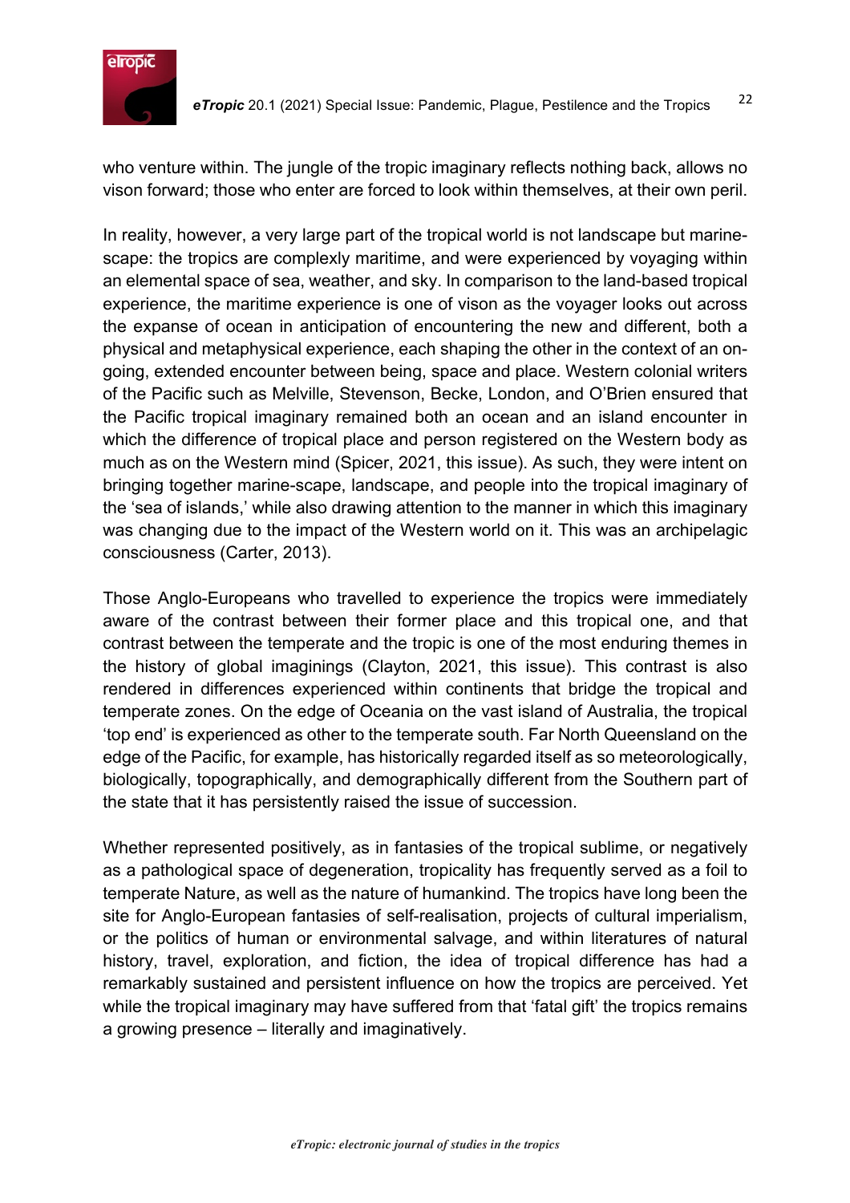who venture within. The jungle of the tropic imaginary reflects nothing back, allows no vison forward; those who enter are forced to look within themselves, at their own peril.

In reality, however, a very large part of the tropical world is not landscape but marine-scape: the tropics are complexly maritime, and were experienced by voyaging within an elemental space of sea, weather, and sky. In comparison to the land-based tropical experience, the maritime experience is one of vison as the voyager looks out across the expanse of ocean in anticipation of encountering the new and different, both a physical and metaphysical experience, each shaping the other in the context of an on-going, extended encounter between being, space and place. Western colonial writers of the Pacific such as Melville, Stevenson, Becke, London, and O'Brien ensured that the Pacific tropical imaginary remained both an ocean and an island encounter in which the difference of tropical place and person registered on the Western body as much as on the Western mind (Spicer, 2021, this issue). As such, they were intent on bringing together marine-scape, landscape, and people into the tropical imaginary of the 'sea of islands,' while also drawing attention to the manner in which this imaginary was changing due to the impact of the Western world on it. This was an archipelagic consciousness (Carter, 2013).

Those Anglo-Europeans who travelled to experience the tropics were immediately aware of the contrast between their former place and this tropical one, and that contrast between the temperate and the tropic is one of the most enduring themes in the history of global imaginings (Clayton, 2021, this issue). This contrast is also rendered in differences experienced within continents that bridge the tropical and temperate zones. On the edge of Oceania on the vast island of Australia, the tropical 'top end' is experienced as other to the temperate south. Far North Queensland on the edge of the Pacific, for example, has historically regarded itself as so meteorologically, biologically, topographically, and demographically different from the Southern part of the state that it has persistently raised the issue of succession.

Whether represented positively, as in fantasies of the tropical sublime, or negatively as a pathological space of degeneration, tropicality has frequently served as a foil to temperate Nature, as well as the nature of humankind. The tropics have long been the site for Anglo-European fantasies of self-realisation, projects of cultural imperialism, or the politics of human or environmental salvage, and within literatures of natural history, travel, exploration, and fiction, the idea of tropical difference has had a remarkably sustained and persistent influence on how the tropics are perceived. Yet while the tropical imaginary may have suffered from that 'fatal gift' the tropics remains a growing presence – literally and imaginatively.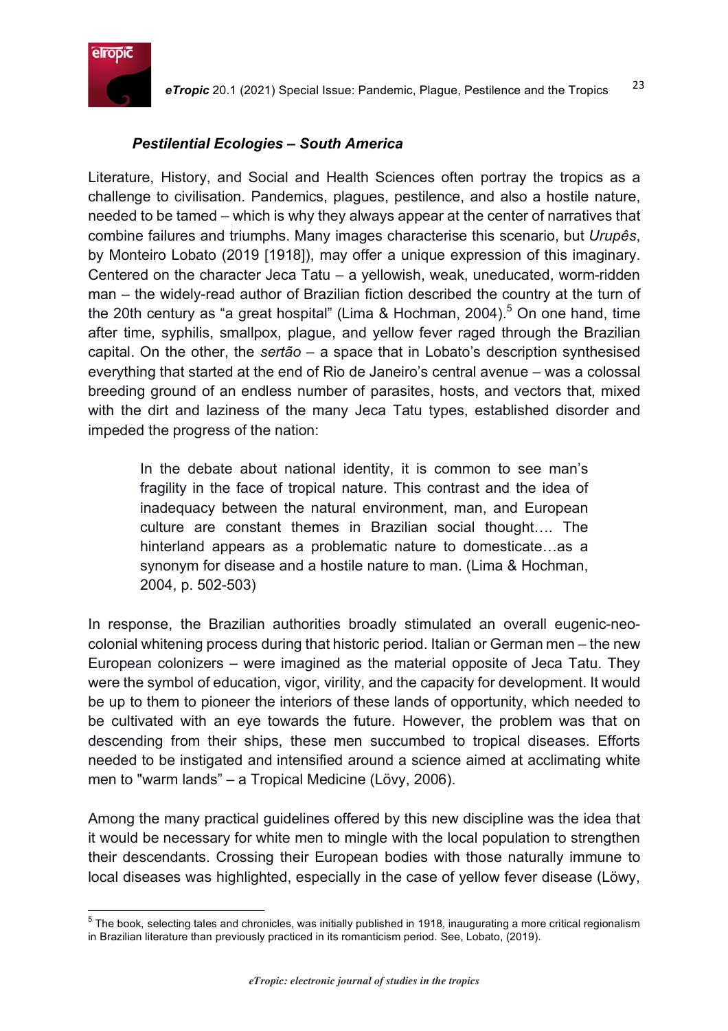### *Pestilential Ecologies – South America*

Literature, History, and Social and Health Sciences often portray the tropics as a challenge to civilisation. Pandemics, plagues, pestilence, and also a hostile nature, needed to be tamed – which is why they always appear at the center of narratives that combine failures and triumphs. Many images characterise this scenario, but *Urupês*, by Monteiro Lobato (2019 [1918]), may offer a unique expression of this imaginary. Centered on the character Jeca Tatu – a yellowish, weak, uneducated, worm-ridden man – the widely-read author of Brazilian fiction described the country at the turn of the 20th century as "a great hospital" (Lima & Hochman, 2004).[5] On one hand, time after time, syphilis, smallpox, plague, and yellow fever raged through the Brazilian capital. On the other, the *sertão* – a space that in Lobato's description synthesised everything that started at the end of Rio de Janeiro's central avenue – was a colossal breeding ground of an endless number of parasites, hosts, and vectors that, mixed with the dirt and laziness of the many Jeca Tatu types, established disorder and impeded the progress of the nation:

> In the debate about national identity, it is common to see man's fragility in the face of tropical nature. This contrast and the idea of inadequacy between the natural environment, man, and European culture are constant themes in Brazilian social thought…. The hinterland appears as a problematic nature to domesticate…as a synonym for disease and a hostile nature to man. (Lima & Hochman, 2004, p. 502-503)

In response, the Brazilian authorities broadly stimulated an overall eugenic-neo-colonial whitening process during that historic period. Italian or German men – the new European colonizers – were imagined as the material opposite of Jeca Tatu. They were the symbol of education, vigor, virility, and the capacity for development. It would be up to them to pioneer the interiors of these lands of opportunity, which needed to be cultivated with an eye towards the future. However, the problem was that on descending from their ships, these men succumbed to tropical diseases. Efforts needed to be instigated and intensified around a science aimed at acclimating white men to "warm lands" – a Tropical Medicine (Lövy, 2006).

Among the many practical guidelines offered by this new discipline was the idea that it would be necessary for white men to mingle with the local population to strengthen their descendants. Crossing their European bodies with those naturally immune to local diseases was highlighted, especially in the case of yellow fever disease (Löwy,

---

[5] The book, selecting tales and chronicles, was initially published in 1918, inaugurating a more critical regionalism in Brazilian literature than previously practiced in its romanticism period. See, Lobato, (2019).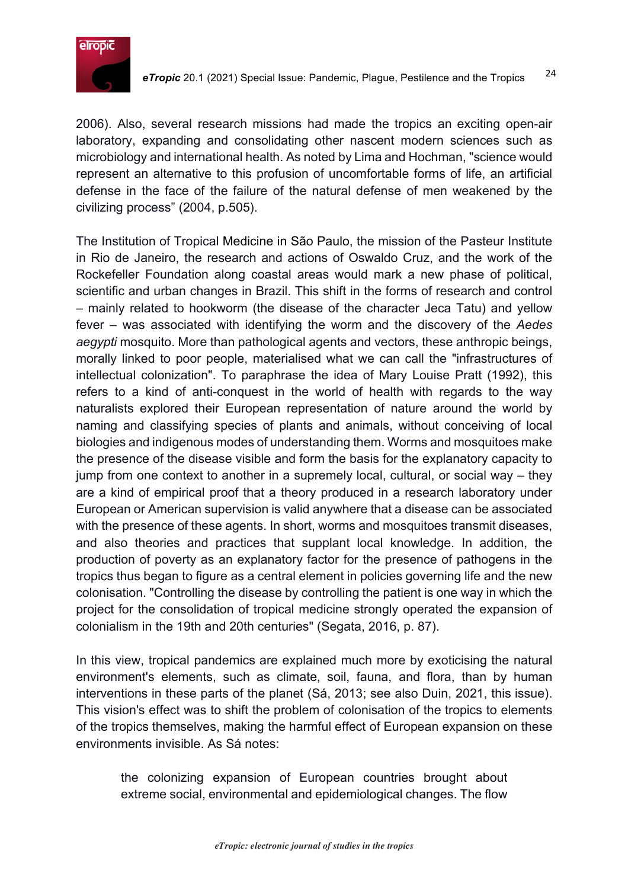2006). Also, several research missions had made the tropics an exciting open-air laboratory, expanding and consolidating other nascent modern sciences such as microbiology and international health. As noted by Lima and Hochman, "science would represent an alternative to this profusion of uncomfortable forms of life, an artificial defense in the face of the failure of the natural defense of men weakened by the civilizing process" (2004, p.505).

The Institution of Tropical Medicine in São Paulo, the mission of the Pasteur Institute in Rio de Janeiro, the research and actions of Oswaldo Cruz, and the work of the Rockefeller Foundation along coastal areas would mark a new phase of political, scientific and urban changes in Brazil. This shift in the forms of research and control – mainly related to hookworm (the disease of the character Jeca Tatu) and yellow fever – was associated with identifying the worm and the discovery of the *Aedes aegypti* mosquito. More than pathological agents and vectors, these anthropic beings, morally linked to poor people, materialised what we can call the "infrastructures of intellectual colonization". To paraphrase the idea of Mary Louise Pratt (1992), this refers to a kind of anti-conquest in the world of health with regards to the way naturalists explored their European representation of nature around the world by naming and classifying species of plants and animals, without conceiving of local biologies and indigenous modes of understanding them. Worms and mosquitoes make the presence of the disease visible and form the basis for the explanatory capacity to jump from one context to another in a supremely local, cultural, or social way – they are a kind of empirical proof that a theory produced in a research laboratory under European or American supervision is valid anywhere that a disease can be associated with the presence of these agents. In short, worms and mosquitoes transmit diseases, and also theories and practices that supplant local knowledge. In addition, the production of poverty as an explanatory factor for the presence of pathogens in the tropics thus began to figure as a central element in policies governing life and the new colonisation. "Controlling the disease by controlling the patient is one way in which the project for the consolidation of tropical medicine strongly operated the expansion of colonialism in the 19th and 20th centuries" (Segata, 2016, p. 87).

In this view, tropical pandemics are explained much more by exoticising the natural environment's elements, such as climate, soil, fauna, and flora, than by human interventions in these parts of the planet (Sá, 2013; see also Duin, 2021, this issue). This vision's effect was to shift the problem of colonisation of the tropics to elements of the tropics themselves, making the harmful effect of European expansion on these environments invisible. As Sá notes:

> the colonizing expansion of European countries brought about extreme social, environmental and epidemiological changes. The flow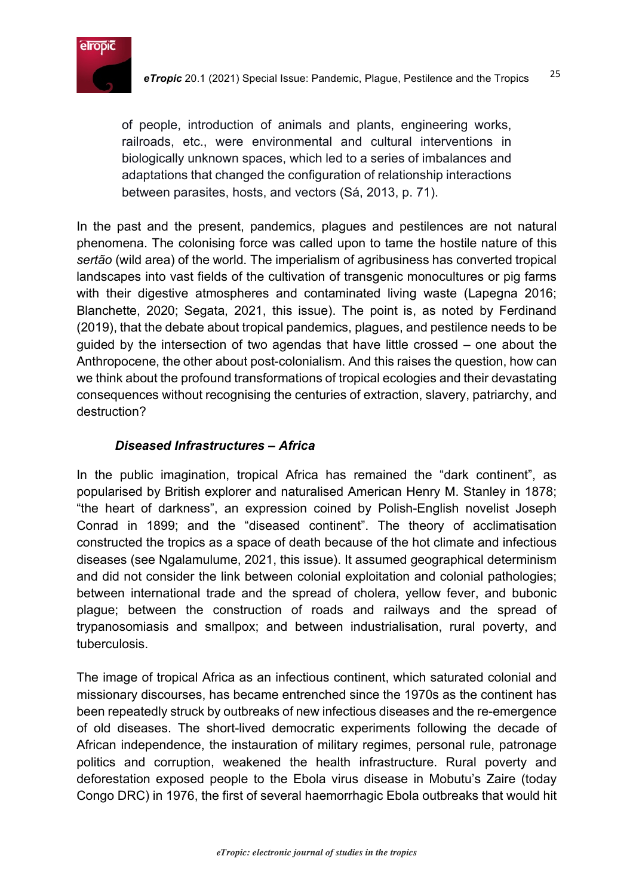of people, introduction of animals and plants, engineering works, railroads, etc., were environmental and cultural interventions in biologically unknown spaces, which led to a series of imbalances and adaptations that changed the configuration of relationship interactions between parasites, hosts, and vectors (Sá, 2013, p. 71).

In the past and the present, pandemics, plagues and pestilences are not natural phenomena. The colonising force was called upon to tame the hostile nature of this *sertão* (wild area) of the world. The imperialism of agribusiness has converted tropical landscapes into vast fields of the cultivation of transgenic monocultures or pig farms with their digestive atmospheres and contaminated living waste (Lapegna 2016; Blanchette, 2020; Segata, 2021, this issue). The point is, as noted by Ferdinand (2019), that the debate about tropical pandemics, plagues, and pestilence needs to be guided by the intersection of two agendas that have little crossed – one about the Anthropocene, the other about post-colonialism. And this raises the question, how can we think about the profound transformations of tropical ecologies and their devastating consequences without recognising the centuries of extraction, slavery, patriarchy, and destruction?

### *Diseased Infrastructures – Africa*

In the public imagination, tropical Africa has remained the "dark continent", as popularised by British explorer and naturalised American Henry M. Stanley in 1878; "the heart of darkness", an expression coined by Polish-English novelist Joseph Conrad in 1899; and the "diseased continent". The theory of acclimatisation constructed the tropics as a space of death because of the hot climate and infectious diseases (see Ngalamulume, 2021, this issue). It assumed geographical determinism and did not consider the link between colonial exploitation and colonial pathologies; between international trade and the spread of cholera, yellow fever, and bubonic plague; between the construction of roads and railways and the spread of trypanosomiasis and smallpox; and between industrialisation, rural poverty, and tuberculosis.

The image of tropical Africa as an infectious continent, which saturated colonial and missionary discourses, has became entrenched since the 1970s as the continent has been repeatedly struck by outbreaks of new infectious diseases and the re-emergence of old diseases. The short-lived democratic experiments following the decade of African independence, the instauration of military regimes, personal rule, patronage politics and corruption, weakened the health infrastructure. Rural poverty and deforestation exposed people to the Ebola virus disease in Mobutu's Zaire (today Congo DRC) in 1976, the first of several haemorrhagic Ebola outbreaks that would hit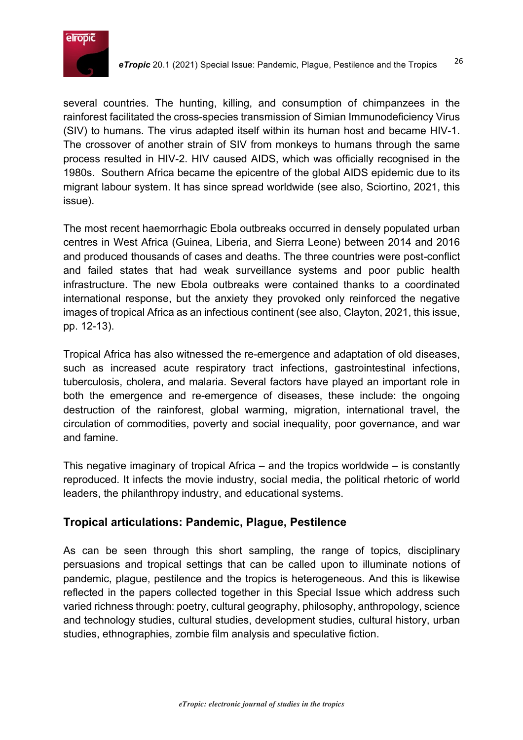several countries. The hunting, killing, and consumption of chimpanzees in the rainforest facilitated the cross-species transmission of Simian Immunodeficiency Virus (SIV) to humans. The virus adapted itself within its human host and became HIV-1. The crossover of another strain of SIV from monkeys to humans through the same process resulted in HIV-2. HIV caused AIDS, which was officially recognised in the 1980s. Southern Africa became the epicentre of the global AIDS epidemic due to its migrant labour system. It has since spread worldwide (see also, Sciortino, 2021, this issue).

The most recent haemorrhagic Ebola outbreaks occurred in densely populated urban centres in West Africa (Guinea, Liberia, and Sierra Leone) between 2014 and 2016 and produced thousands of cases and deaths. The three countries were post-conflict and failed states that had weak surveillance systems and poor public health infrastructure. The new Ebola outbreaks were contained thanks to a coordinated international response, but the anxiety they provoked only reinforced the negative images of tropical Africa as an infectious continent (see also, Clayton, 2021, this issue, pp. 12-13).

Tropical Africa has also witnessed the re-emergence and adaptation of old diseases, such as increased acute respiratory tract infections, gastrointestinal infections, tuberculosis, cholera, and malaria. Several factors have played an important role in both the emergence and re-emergence of diseases, these include: the ongoing destruction of the rainforest, global warming, migration, international travel, the circulation of commodities, poverty and social inequality, poor governance, and war and famine.

This negative imaginary of tropical Africa – and the tropics worldwide – is constantly reproduced. It infects the movie industry, social media, the political rhetoric of world leaders, the philanthropy industry, and educational systems.

## Tropical articulations: Pandemic, Plague, Pestilence

As can be seen through this short sampling, the range of topics, disciplinary persuasions and tropical settings that can be called upon to illuminate notions of pandemic, plague, pestilence and the tropics is heterogeneous. And this is likewise reflected in the papers collected together in this Special Issue which address such varied richness through: poetry, cultural geography, philosophy, anthropology, science and technology studies, cultural studies, development studies, cultural history, urban studies, ethnographies, zombie film analysis and speculative fiction.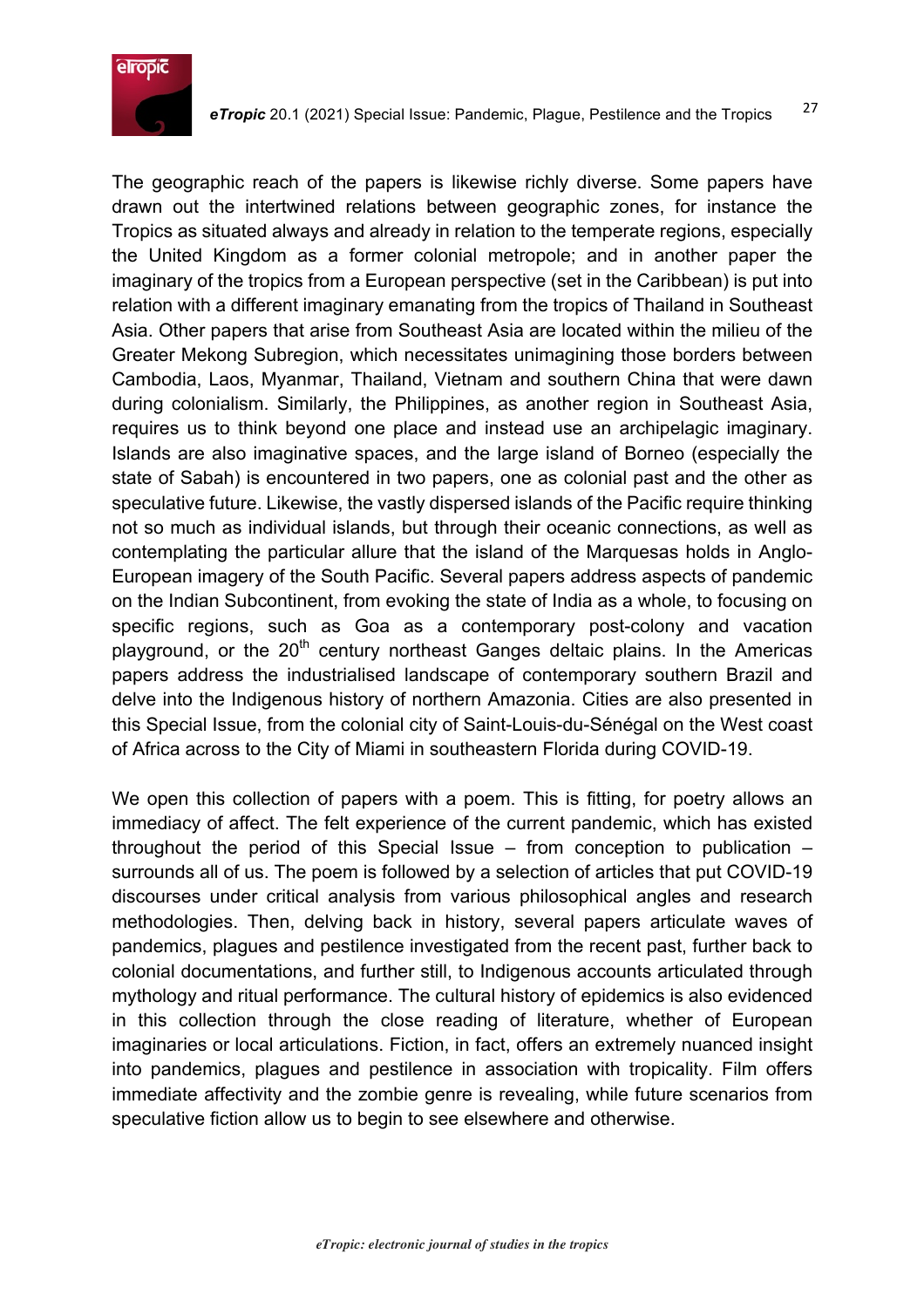The geographic reach of the papers is likewise richly diverse. Some papers have drawn out the intertwined relations between geographic zones, for instance the Tropics as situated always and already in relation to the temperate regions, especially the United Kingdom as a former colonial metropole; and in another paper the imaginary of the tropics from a European perspective (set in the Caribbean) is put into relation with a different imaginary emanating from the tropics of Thailand in Southeast Asia. Other papers that arise from Southeast Asia are located within the milieu of the Greater Mekong Subregion, which necessitates unimagining those borders between Cambodia, Laos, Myanmar, Thailand, Vietnam and southern China that were dawn during colonialism. Similarly, the Philippines, as another region in Southeast Asia, requires us to think beyond one place and instead use an archipelagic imaginary. Islands are also imaginative spaces, and the large island of Borneo (especially the state of Sabah) is encountered in two papers, one as colonial past and the other as speculative future. Likewise, the vastly dispersed islands of the Pacific require thinking not so much as individual islands, but through their oceanic connections, as well as contemplating the particular allure that the island of the Marquesas holds in Anglo-European imagery of the South Pacific. Several papers address aspects of pandemic on the Indian Subcontinent, from evoking the state of India as a whole, to focusing on specific regions, such as Goa as a contemporary post-colony and vacation playground, or the 20th century northeast Ganges deltaic plains. In the Americas papers address the industrialised landscape of contemporary southern Brazil and delve into the Indigenous history of northern Amazonia. Cities are also presented in this Special Issue, from the colonial city of Saint-Louis-du-Sénégal on the West coast of Africa across to the City of Miami in southeastern Florida during COVID-19.

We open this collection of papers with a poem. This is fitting, for poetry allows an immediacy of affect. The felt experience of the current pandemic, which has existed throughout the period of this Special Issue – from conception to publication – surrounds all of us. The poem is followed by a selection of articles that put COVID-19 discourses under critical analysis from various philosophical angles and research methodologies. Then, delving back in history, several papers articulate waves of pandemics, plagues and pestilence investigated from the recent past, further back to colonial documentations, and further still, to Indigenous accounts articulated through mythology and ritual performance. The cultural history of epidemics is also evidenced in this collection through the close reading of literature, whether of European imaginaries or local articulations. Fiction, in fact, offers an extremely nuanced insight into pandemics, plagues and pestilence in association with tropicality. Film offers immediate affectivity and the zombie genre is revealing, while future scenarios from speculative fiction allow us to begin to see elsewhere and otherwise.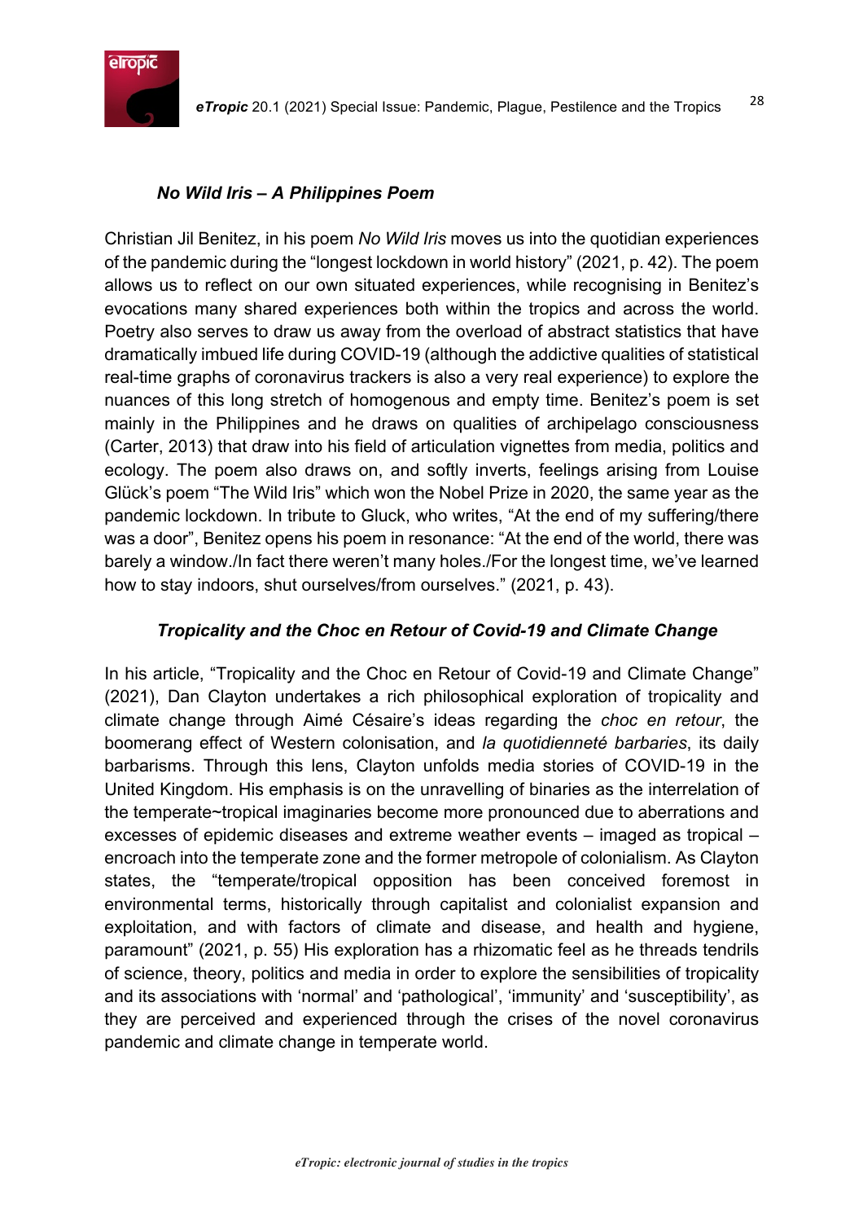### *No Wild Iris – A Philippines Poem*

Christian Jil Benitez, in his poem *No Wild Iris* moves us into the quotidian experiences of the pandemic during the "longest lockdown in world history" (2021, p. 42). The poem allows us to reflect on our own situated experiences, while recognising in Benitez's evocations many shared experiences both within the tropics and across the world. Poetry also serves to draw us away from the overload of abstract statistics that have dramatically imbued life during COVID-19 (although the addictive qualities of statistical real-time graphs of coronavirus trackers is also a very real experience) to explore the nuances of this long stretch of homogenous and empty time. Benitez's poem is set mainly in the Philippines and he draws on qualities of archipelago consciousness (Carter, 2013) that draw into his field of articulation vignettes from media, politics and ecology. The poem also draws on, and softly inverts, feelings arising from Louise Glück's poem "The Wild Iris" which won the Nobel Prize in 2020, the same year as the pandemic lockdown. In tribute to Gluck, who writes, "At the end of my suffering/there was a door", Benitez opens his poem in resonance: "At the end of the world, there was barely a window./In fact there weren't many holes./For the longest time, we've learned how to stay indoors, shut ourselves/from ourselves." (2021, p. 43).

### *Tropicality and the Choc en Retour of Covid-19 and Climate Change*

In his article, "Tropicality and the Choc en Retour of Covid-19 and Climate Change" (2021), Dan Clayton undertakes a rich philosophical exploration of tropicality and climate change through Aimé Césaire's ideas regarding the *choc en retour*, the boomerang effect of Western colonisation, and *la quotidienneté barbaries*, its daily barbarisms. Through this lens, Clayton unfolds media stories of COVID-19 in the United Kingdom. His emphasis is on the unravelling of binaries as the interrelation of the temperate~tropical imaginaries become more pronounced due to aberrations and excesses of epidemic diseases and extreme weather events – imaged as tropical – encroach into the temperate zone and the former metropole of colonialism. As Clayton states, the "temperate/tropical opposition has been conceived foremost in environmental terms, historically through capitalist and colonialist expansion and exploitation, and with factors of climate and disease, and health and hygiene, paramount" (2021, p. 55) His exploration has a rhizomatic feel as he threads tendrils of science, theory, politics and media in order to explore the sensibilities of tropicality and its associations with 'normal' and 'pathological', 'immunity' and 'susceptibility', as they are perceived and experienced through the crises of the novel coronavirus pandemic and climate change in temperate world.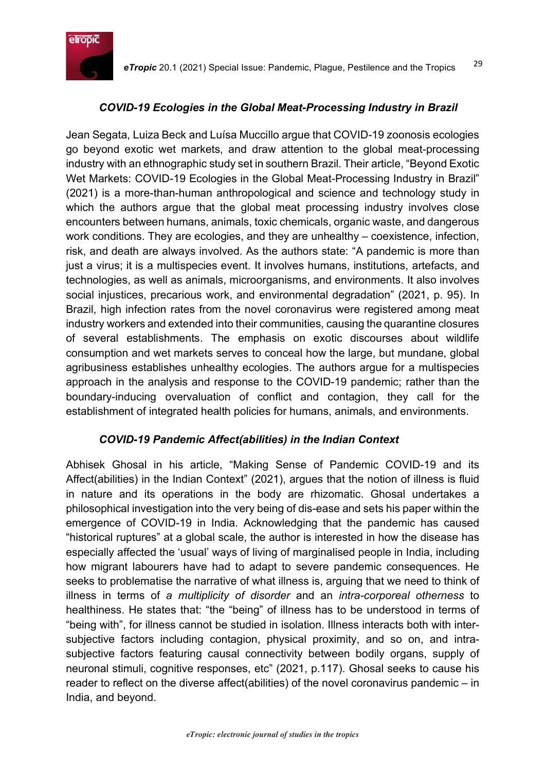### *COVID-19 Ecologies in the Global Meat-Processing Industry in Brazil*

Jean Segata, Luiza Beck and Luísa Muccillo argue that COVID-19 zoonosis ecologies go beyond exotic wet markets, and draw attention to the global meat-processing industry with an ethnographic study set in southern Brazil. Their article, "Beyond Exotic Wet Markets: COVID-19 Ecologies in the Global Meat-Processing Industry in Brazil" (2021) is a more-than-human anthropological and science and technology study in which the authors argue that the global meat processing industry involves close encounters between humans, animals, toxic chemicals, organic waste, and dangerous work conditions. They are ecologies, and they are unhealthy – coexistence, infection, risk, and death are always involved. As the authors state: "A pandemic is more than just a virus; it is a multispecies event. It involves humans, institutions, artefacts, and technologies, as well as animals, microorganisms, and environments. It also involves social injustices, precarious work, and environmental degradation" (2021, p. 95). In Brazil, high infection rates from the novel coronavirus were registered among meat industry workers and extended into their communities, causing the quarantine closures of several establishments. The emphasis on exotic discourses about wildlife consumption and wet markets serves to conceal how the large, but mundane, global agribusiness establishes unhealthy ecologies. The authors argue for a multispecies approach in the analysis and response to the COVID-19 pandemic; rather than the boundary-inducing overvaluation of conflict and contagion, they call for the establishment of integrated health policies for humans, animals, and environments.

### *COVID-19 Pandemic Affect(abilities) in the Indian Context*

Abhisek Ghosal in his article, "Making Sense of Pandemic COVID-19 and its Affect(abilities) in the Indian Context" (2021), argues that the notion of illness is fluid in nature and its operations in the body are rhizomatic. Ghosal undertakes a philosophical investigation into the very being of dis-ease and sets his paper within the emergence of COVID-19 in India. Acknowledging that the pandemic has caused "historical ruptures" at a global scale, the author is interested in how the disease has especially affected the 'usual' ways of living of marginalised people in India, including how migrant labourers have had to adapt to severe pandemic consequences. He seeks to problematise the narrative of what illness is, arguing that we need to think of illness in terms of *a multiplicity of disorder* and an *intra-corporeal otherness* to healthiness. He states that: "the "being" of illness has to be understood in terms of "being with", for illness cannot be studied in isolation. Illness interacts both with inter-subjective factors including contagion, physical proximity, and so on, and intra-subjective factors featuring causal connectivity between bodily organs, supply of neuronal stimuli, cognitive responses, etc" (2021, p.117). Ghosal seeks to cause his reader to reflect on the diverse affect(abilities) of the novel coronavirus pandemic – in India, and beyond.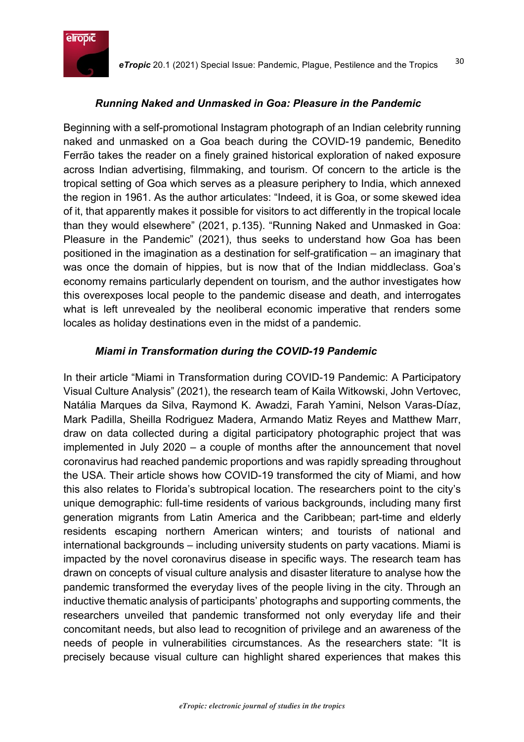### *Running Naked and Unmasked in Goa: Pleasure in the Pandemic*

Beginning with a self-promotional Instagram photograph of an Indian celebrity running naked and unmasked on a Goa beach during the COVID-19 pandemic, Benedito Ferrão takes the reader on a finely grained historical exploration of naked exposure across Indian advertising, filmmaking, and tourism. Of concern to the article is the tropical setting of Goa which serves as a pleasure periphery to India, which annexed the region in 1961. As the author articulates: "Indeed, it is Goa, or some skewed idea of it, that apparently makes it possible for visitors to act differently in the tropical locale than they would elsewhere" (2021, p.135). "Running Naked and Unmasked in Goa: Pleasure in the Pandemic" (2021), thus seeks to understand how Goa has been positioned in the imagination as a destination for self-gratification – an imaginary that was once the domain of hippies, but is now that of the Indian middleclass. Goa's economy remains particularly dependent on tourism, and the author investigates how this overexposes local people to the pandemic disease and death, and interrogates what is left unrevealed by the neoliberal economic imperative that renders some locales as holiday destinations even in the midst of a pandemic.

### *Miami in Transformation during the COVID-19 Pandemic*

In their article "Miami in Transformation during COVID-19 Pandemic: A Participatory Visual Culture Analysis" (2021), the research team of Kaila Witkowski, John Vertovec, Natália Marques da Silva, Raymond K. Awadzi, Farah Yamini, Nelson Varas-Díaz, Mark Padilla, Sheilla Rodriguez Madera, Armando Matiz Reyes and Matthew Marr, draw on data collected during a digital participatory photographic project that was implemented in July 2020 – a couple of months after the announcement that novel coronavirus had reached pandemic proportions and was rapidly spreading throughout the USA. Their article shows how COVID-19 transformed the city of Miami, and how this also relates to Florida's subtropical location. The researchers point to the city's unique demographic: full-time residents of various backgrounds, including many first generation migrants from Latin America and the Caribbean; part-time and elderly residents escaping northern American winters; and tourists of national and international backgrounds – including university students on party vacations. Miami is impacted by the novel coronavirus disease in specific ways. The research team has drawn on concepts of visual culture analysis and disaster literature to analyse how the pandemic transformed the everyday lives of the people living in the city. Through an inductive thematic analysis of participants' photographs and supporting comments, the researchers unveiled that pandemic transformed not only everyday life and their concomitant needs, but also lead to recognition of privilege and an awareness of the needs of people in vulnerabilities circumstances. As the researchers state: "It is precisely because visual culture can highlight shared experiences that makes this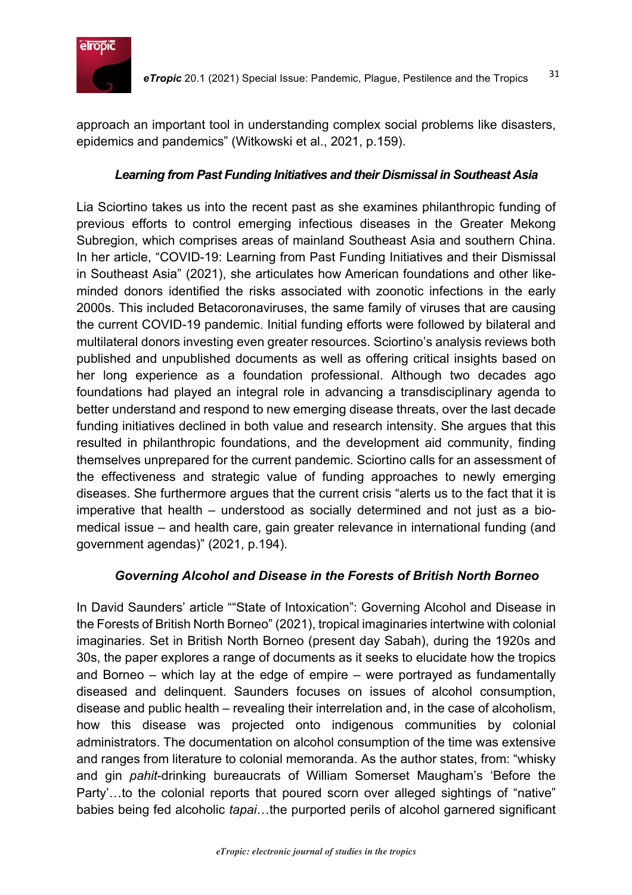approach an important tool in understanding complex social problems like disasters, epidemics and pandemics" (Witkowski et al., 2021, p.159).

### *Learning from Past Funding Initiatives and their Dismissal in Southeast Asia*

Lia Sciortino takes us into the recent past as she examines philanthropic funding of previous efforts to control emerging infectious diseases in the Greater Mekong Subregion, which comprises areas of mainland Southeast Asia and southern China. In her article, "COVID-19: Learning from Past Funding Initiatives and their Dismissal in Southeast Asia" (2021), she articulates how American foundations and other like-minded donors identified the risks associated with zoonotic infections in the early 2000s. This included Betacoronaviruses, the same family of viruses that are causing the current COVID-19 pandemic. Initial funding efforts were followed by bilateral and multilateral donors investing even greater resources. Sciortino's analysis reviews both published and unpublished documents as well as offering critical insights based on her long experience as a foundation professional. Although two decades ago foundations had played an integral role in advancing a transdisciplinary agenda to better understand and respond to new emerging disease threats, over the last decade funding initiatives declined in both value and research intensity. She argues that this resulted in philanthropic foundations, and the development aid community, finding themselves unprepared for the current pandemic. Sciortino calls for an assessment of the effectiveness and strategic value of funding approaches to newly emerging diseases. She furthermore argues that the current crisis "alerts us to the fact that it is imperative that health – understood as socially determined and not just as a bio-medical issue – and health care, gain greater relevance in international funding (and government agendas)" (2021, p.194).

### *Governing Alcohol and Disease in the Forests of British North Borneo*

In David Saunders' article ""State of Intoxication": Governing Alcohol and Disease in the Forests of British North Borneo" (2021), tropical imaginaries intertwine with colonial imaginaries. Set in British North Borneo (present day Sabah), during the 1920s and 30s, the paper explores a range of documents as it seeks to elucidate how the tropics and Borneo – which lay at the edge of empire – were portrayed as fundamentally diseased and delinquent. Saunders focuses on issues of alcohol consumption, disease and public health – revealing their interrelation and, in the case of alcoholism, how this disease was projected onto indigenous communities by colonial administrators. The documentation on alcohol consumption of the time was extensive and ranges from literature to colonial memoranda. As the author states, from: "whisky and gin *pahit*-drinking bureaucrats of William Somerset Maugham's 'Before the Party'…to the colonial reports that poured scorn over alleged sightings of "native" babies being fed alcoholic *tapai*…the purported perils of alcohol garnered significant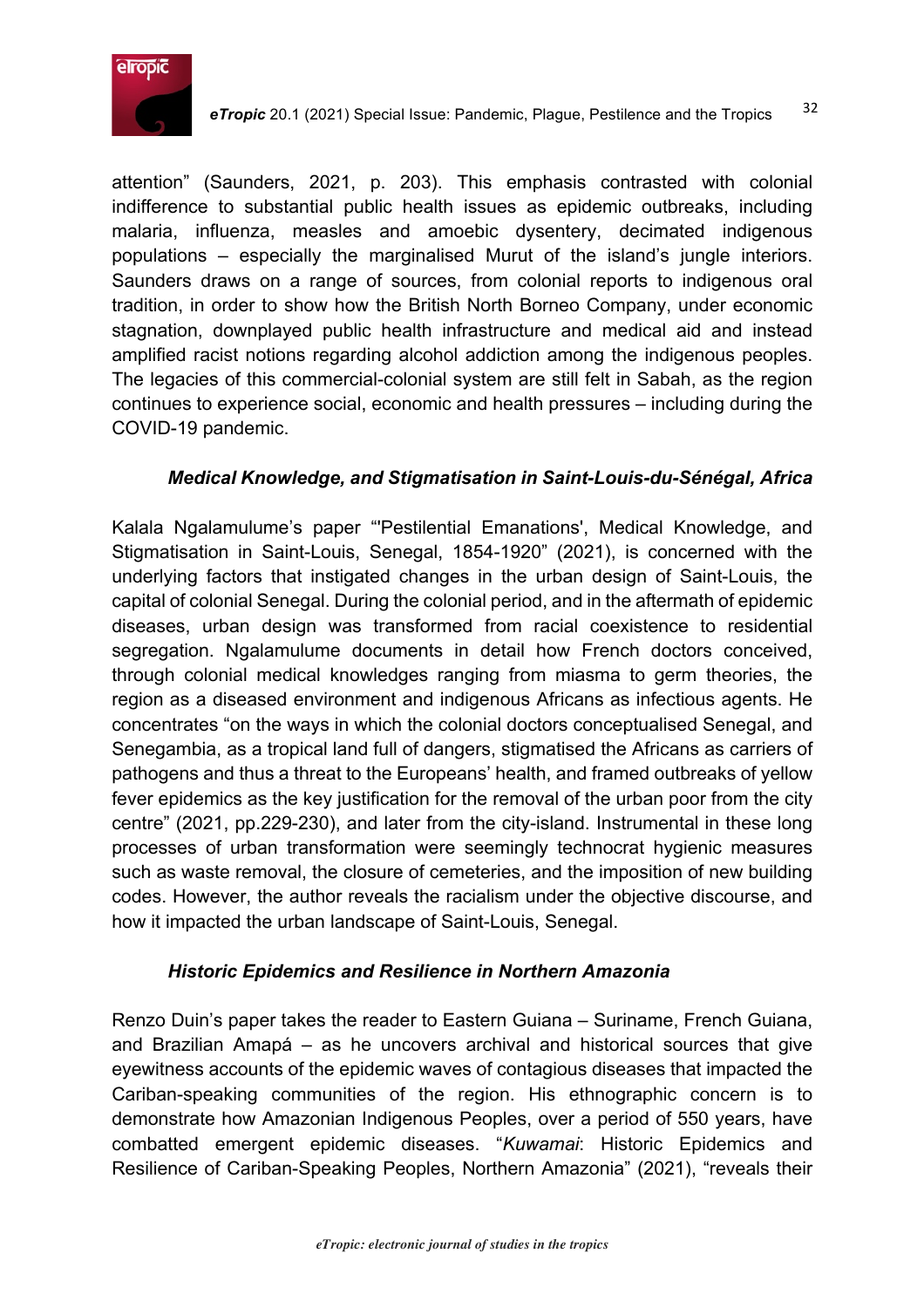attention" (Saunders, 2021, p. 203). This emphasis contrasted with colonial indifference to substantial public health issues as epidemic outbreaks, including malaria, influenza, measles and amoebic dysentery, decimated indigenous populations – especially the marginalised Murut of the island's jungle interiors. Saunders draws on a range of sources, from colonial reports to indigenous oral tradition, in order to show how the British North Borneo Company, under economic stagnation, downplayed public health infrastructure and medical aid and instead amplified racist notions regarding alcohol addiction among the indigenous peoples. The legacies of this commercial-colonial system are still felt in Sabah, as the region continues to experience social, economic and health pressures – including during the COVID-19 pandemic.

### *Medical Knowledge, and Stigmatisation in Saint-Louis-du-Sénégal, Africa*

Kalala Ngalamulume's paper "'Pestilential Emanations', Medical Knowledge, and Stigmatisation in Saint-Louis, Senegal, 1854-1920" (2021), is concerned with the underlying factors that instigated changes in the urban design of Saint-Louis, the capital of colonial Senegal. During the colonial period, and in the aftermath of epidemic diseases, urban design was transformed from racial coexistence to residential segregation. Ngalamulume documents in detail how French doctors conceived, through colonial medical knowledges ranging from miasma to germ theories, the region as a diseased environment and indigenous Africans as infectious agents. He concentrates "on the ways in which the colonial doctors conceptualised Senegal, and Senegambia, as a tropical land full of dangers, stigmatised the Africans as carriers of pathogens and thus a threat to the Europeans' health, and framed outbreaks of yellow fever epidemics as the key justification for the removal of the urban poor from the city centre" (2021, pp.229-230), and later from the city-island. Instrumental in these long processes of urban transformation were seemingly technocrat hygienic measures such as waste removal, the closure of cemeteries, and the imposition of new building codes. However, the author reveals the racialism under the objective discourse, and how it impacted the urban landscape of Saint-Louis, Senegal.

### *Historic Epidemics and Resilience in Northern Amazonia*

Renzo Duin's paper takes the reader to Eastern Guiana – Suriname, French Guiana, and Brazilian Amapá – as he uncovers archival and historical sources that give eyewitness accounts of the epidemic waves of contagious diseases that impacted the Cariban-speaking communities of the region. His ethnographic concern is to demonstrate how Amazonian Indigenous Peoples, over a period of 550 years, have combatted emergent epidemic diseases. "*Kuwamai*: Historic Epidemics and Resilience of Cariban-Speaking Peoples, Northern Amazonia" (2021), "reveals their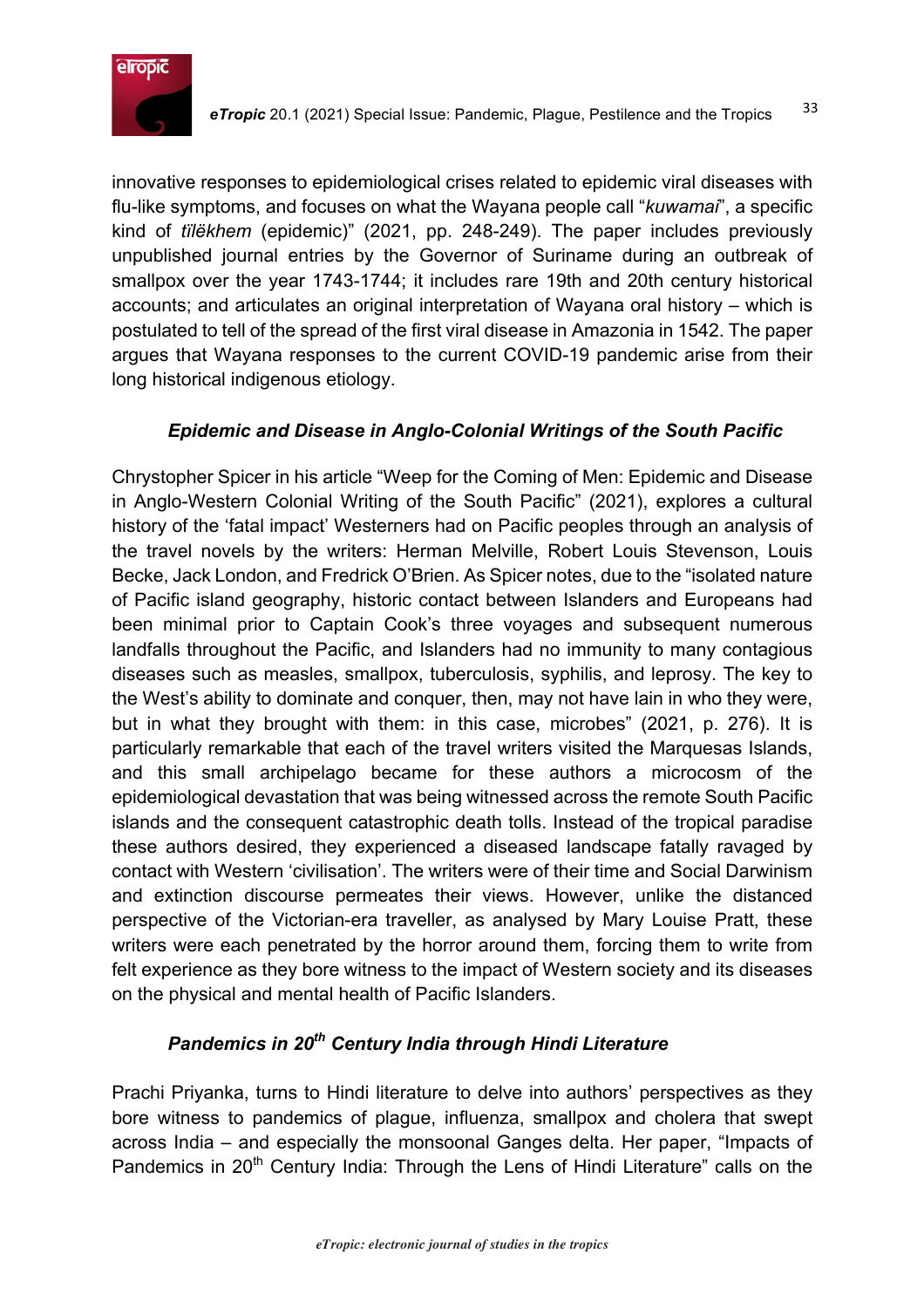innovative responses to epidemiological crises related to epidemic viral diseases with flu-like symptoms, and focuses on what the Wayana people call "*kuwamai*", a specific kind of *tïlëkhem* (epidemic)" (2021, pp. 248-249). The paper includes previously unpublished journal entries by the Governor of Suriname during an outbreak of smallpox over the year 1743-1744; it includes rare 19th and 20th century historical accounts; and articulates an original interpretation of Wayana oral history – which is postulated to tell of the spread of the first viral disease in Amazonia in 1542. The paper argues that Wayana responses to the current COVID-19 pandemic arise from their long historical indigenous etiology.

### *Epidemic and Disease in Anglo-Colonial Writings of the South Pacific*

Chrystopher Spicer in his article "Weep for the Coming of Men: Epidemic and Disease in Anglo-Western Colonial Writing of the South Pacific" (2021), explores a cultural history of the 'fatal impact' Westerners had on Pacific peoples through an analysis of the travel novels by the writers: Herman Melville, Robert Louis Stevenson, Louis Becke, Jack London, and Fredrick O'Brien. As Spicer notes, due to the "isolated nature of Pacific island geography, historic contact between Islanders and Europeans had been minimal prior to Captain Cook's three voyages and subsequent numerous landfalls throughout the Pacific, and Islanders had no immunity to many contagious diseases such as measles, smallpox, tuberculosis, syphilis, and leprosy. The key to the West's ability to dominate and conquer, then, may not have lain in who they were, but in what they brought with them: in this case, microbes" (2021, p. 276). It is particularly remarkable that each of the travel writers visited the Marquesas Islands, and this small archipelago became for these authors a microcosm of the epidemiological devastation that was being witnessed across the remote South Pacific islands and the consequent catastrophic death tolls. Instead of the tropical paradise these authors desired, they experienced a diseased landscape fatally ravaged by contact with Western 'civilisation'. The writers were of their time and Social Darwinism and extinction discourse permeates their views. However, unlike the distanced perspective of the Victorian-era traveller, as analysed by Mary Louise Pratt, these writers were each penetrated by the horror around them, forcing them to write from felt experience as they bore witness to the impact of Western society and its diseases on the physical and mental health of Pacific Islanders.

### *Pandemics in 20th Century India through Hindi Literature*

Prachi Priyanka, turns to Hindi literature to delve into authors' perspectives as they bore witness to pandemics of plague, influenza, smallpox and cholera that swept across India – and especially the monsoonal Ganges delta. Her paper, "Impacts of Pandemics in 20th Century India: Through the Lens of Hindi Literature" calls on the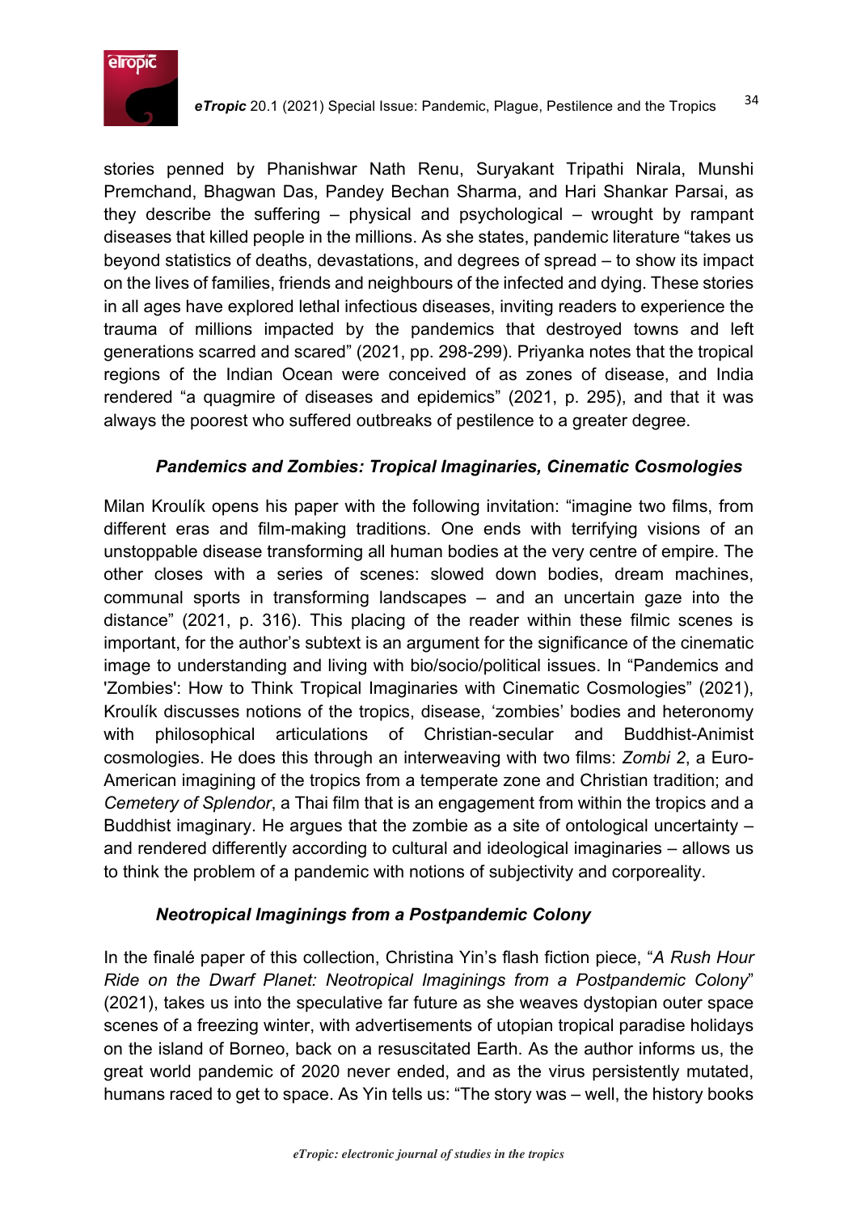stories penned by Phanishwar Nath Renu, Suryakant Tripathi Nirala, Munshi Premchand, Bhagwan Das, Pandey Bechan Sharma, and Hari Shankar Parsai, as they describe the suffering – physical and psychological – wrought by rampant diseases that killed people in the millions. As she states, pandemic literature "takes us beyond statistics of deaths, devastations, and degrees of spread – to show its impact on the lives of families, friends and neighbours of the infected and dying. These stories in all ages have explored lethal infectious diseases, inviting readers to experience the trauma of millions impacted by the pandemics that destroyed towns and left generations scarred and scared" (2021, pp. 298-299). Priyanka notes that the tropical regions of the Indian Ocean were conceived of as zones of disease, and India rendered "a quagmire of diseases and epidemics" (2021, p. 295), and that it was always the poorest who suffered outbreaks of pestilence to a greater degree.

### *Pandemics and Zombies: Tropical Imaginaries, Cinematic Cosmologies*

Milan Kroulík opens his paper with the following invitation: "imagine two films, from different eras and film-making traditions. One ends with terrifying visions of an unstoppable disease transforming all human bodies at the very centre of empire. The other closes with a series of scenes: slowed down bodies, dream machines, communal sports in transforming landscapes – and an uncertain gaze into the distance" (2021, p. 316). This placing of the reader within these filmic scenes is important, for the author's subtext is an argument for the significance of the cinematic image to understanding and living with bio/socio/political issues. In "Pandemics and 'Zombies': How to Think Tropical Imaginaries with Cinematic Cosmologies" (2021), Kroulík discusses notions of the tropics, disease, 'zombies' bodies and heteronomy with philosophical articulations of Christian-secular and Buddhist-Animist cosmologies. He does this through an interweaving with two films: *Zombi 2*, a Euro-American imagining of the tropics from a temperate zone and Christian tradition; and *Cemetery of Splendor*, a Thai film that is an engagement from within the tropics and a Buddhist imaginary. He argues that the zombie as a site of ontological uncertainty – and rendered differently according to cultural and ideological imaginaries – allows us to think the problem of a pandemic with notions of subjectivity and corporeality.

### *Neotropical Imaginings from a Postpandemic Colony*

In the finalé paper of this collection, Christina Yin's flash fiction piece, "*A Rush Hour Ride on the Dwarf Planet: Neotropical Imaginings from a Postpandemic Colony*" (2021), takes us into the speculative far future as she weaves dystopian outer space scenes of a freezing winter, with advertisements of utopian tropical paradise holidays on the island of Borneo, back on a resuscitated Earth. As the author informs us, the great world pandemic of 2020 never ended, and as the virus persistently mutated, humans raced to get to space. As Yin tells us: "The story was – well, the history books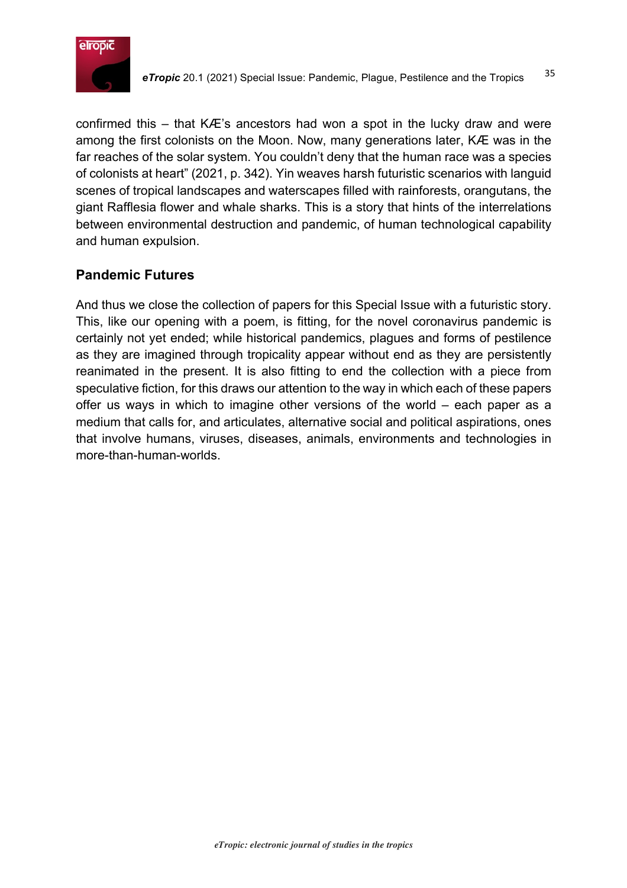confirmed this – that KÆ's ancestors had won a spot in the lucky draw and were among the first colonists on the Moon. Now, many generations later, KÆ was in the far reaches of the solar system. You couldn't deny that the human race was a species of colonists at heart" (2021, p. 342). Yin weaves harsh futuristic scenarios with languid scenes of tropical landscapes and waterscapes filled with rainforests, orangutans, the giant Rafflesia flower and whale sharks. This is a story that hints of the interrelations between environmental destruction and pandemic, of human technological capability and human expulsion.

## Pandemic Futures

And thus we close the collection of papers for this Special Issue with a futuristic story. This, like our opening with a poem, is fitting, for the novel coronavirus pandemic is certainly not yet ended; while historical pandemics, plagues and forms of pestilence as they are imagined through tropicality appear without end as they are persistently reanimated in the present. It is also fitting to end the collection with a piece from speculative fiction, for this draws our attention to the way in which each of these papers offer us ways in which to imagine other versions of the world – each paper as a medium that calls for, and articulates, alternative social and political aspirations, ones that involve humans, viruses, diseases, animals, environments and technologies in more-than-human-worlds.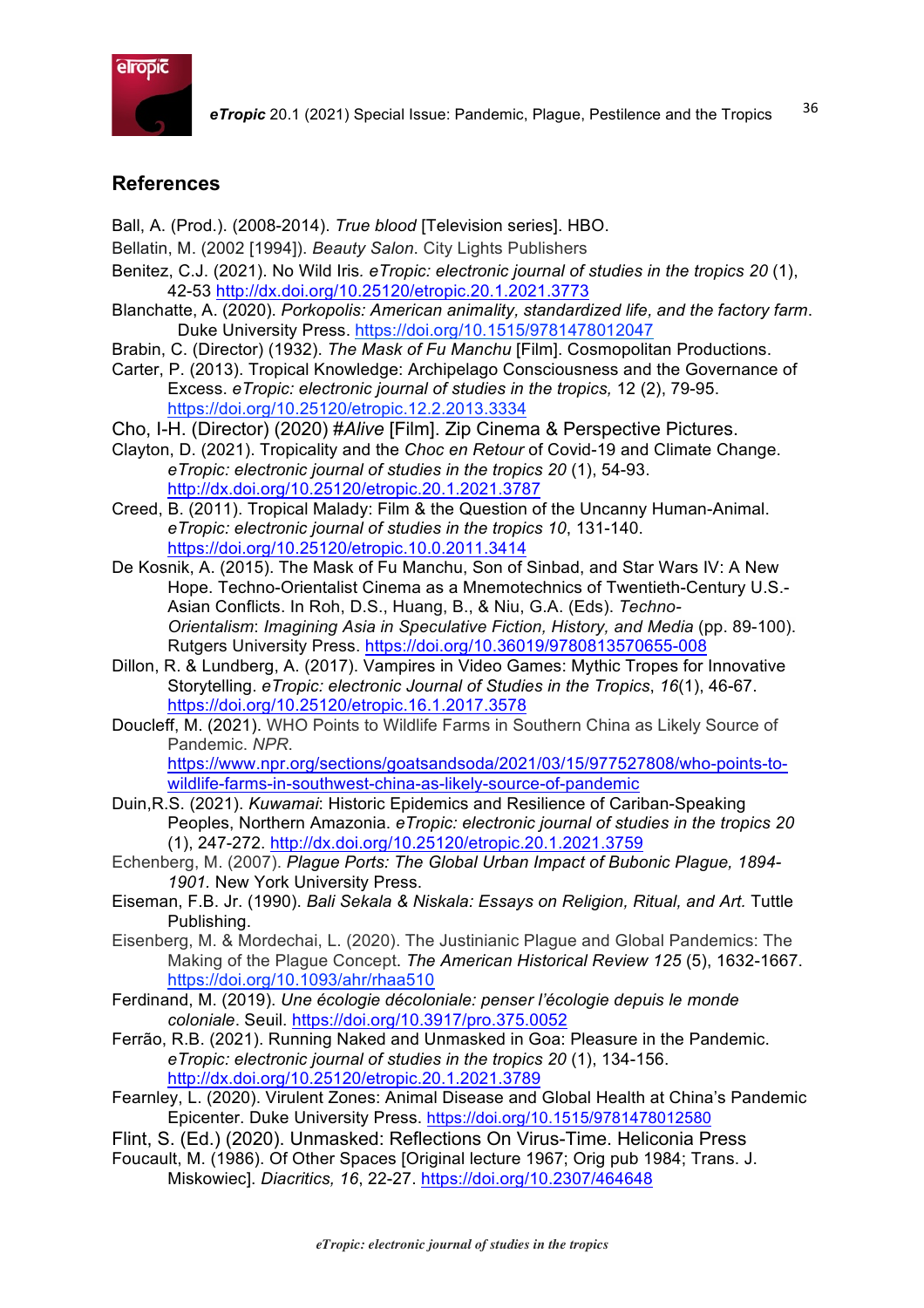## References

Ball, A. (Prod.). (2008-2014). *True blood* [Television series]. HBO.

Bellatin, M. (2002 [1994]). *Beauty Salon*. City Lights Publishers

Benitez, C.J. (2021). No Wild Iris*. eTropic: electronic journal of studies in the tropics 20* (1), 42-53 http://dx.doi.org/10.25120/etropic.20.1.2021.3773

Blanchatte, A. (2020). *Porkopolis: American animality, standardized life, and the factory farm*. Duke University Press. https://doi.org/10.1515/9781478012047

Brabin, C. (Director) (1932). *The Mask of Fu Manchu* [Film]. Cosmopolitan Productions.

Carter, P. (2013). Tropical Knowledge: Archipelago Consciousness and the Governance of Excess. *eTropic: electronic journal of studies in the tropics,* 12 (2), 79-95. https://doi.org/10.25120/etropic.12.2.2013.3334

Cho, I-H. (Director) (2020) *#Alive* [Film]. Zip Cinema & Perspective Pictures.

Clayton, D. (2021). Tropicality and the *Choc en Retour* of Covid-19 and Climate Change. *eTropic: electronic journal of studies in the tropics 20* (1), 54-93. http://dx.doi.org/10.25120/etropic.20.1.2021.3787

Creed, B. (2011). Tropical Malady: Film & the Question of the Uncanny Human-Animal. *eTropic: electronic journal of studies in the tropics 10*, 131-140. https://doi.org/10.25120/etropic.10.0.2011.3414

De Kosnik, A. (2015). The Mask of Fu Manchu, Son of Sinbad, and Star Wars IV: A New Hope. Techno-Orientalist Cinema as a Mnemotechnics of Twentieth-Century U.S.-Asian Conflicts. In Roh, D.S., Huang, B., & Niu, G.A. (Eds). *Techno-Orientalism*: *Imagining Asia in Speculative Fiction, History, and Media* (pp. 89-100). Rutgers University Press. https://doi.org/10.36019/9780813570655-008

Dillon, R. & Lundberg, A. (2017). Vampires in Video Games: Mythic Tropes for Innovative Storytelling. *eTropic: electronic Journal of Studies in the Tropics*, *16*(1), 46-67. https://doi.org/10.25120/etropic.16.1.2017.3578

Doucleff, M. (2021). WHO Points to Wildlife Farms in Southern China as Likely Source of Pandemic. *NPR*. https://www.npr.org/sections/goatsandsoda/2021/03/15/977527808/who-points-to-wildlife-farms-in-southwest-china-as-likely-source-of-pandemic

Duin,R.S. (2021). *Kuwamai*: Historic Epidemics and Resilience of Cariban-Speaking Peoples, Northern Amazonia. *eTropic: electronic journal of studies in the tropics 20* (1), 247-272. http://dx.doi.org/10.25120/etropic.20.1.2021.3759

Echenberg, M. (2007). *Plague Ports: The Global Urban Impact of Bubonic Plague, 1894-1901.* New York University Press.

Eiseman, F.B. Jr. (1990). *Bali Sekala & Niskala: Essays on Religion, Ritual, and Art.* Tuttle Publishing.

Eisenberg, M. & Mordechai, L. (2020). The Justinianic Plague and Global Pandemics: The Making of the Plague Concept. *The American Historical Review 125* (5), 1632-1667. https://doi.org/10.1093/ahr/rhaa510

Ferdinand, M. (2019). *Une écologie décoloniale: penser l'écologie depuis le monde coloniale*. Seuil. https://doi.org/10.3917/pro.375.0052

Ferrão, R.B. (2021). Running Naked and Unmasked in Goa: Pleasure in the Pandemic. *eTropic: electronic journal of studies in the tropics 20* (1), 134-156. http://dx.doi.org/10.25120/etropic.20.1.2021.3789

Fearnley, L. (2020). Virulent Zones: Animal Disease and Global Health at China's Pandemic Epicenter. Duke University Press. https://doi.org/10.1515/9781478012580

Flint, S. (Ed.) (2020). Unmasked: Reflections On Virus-Time. Heliconia Press

Foucault, M. (1986). Of Other Spaces [Original lecture 1967; Orig pub 1984; Trans. J. Miskowiec]. *Diacritics, 16*, 22-27. https://doi.org/10.2307/464648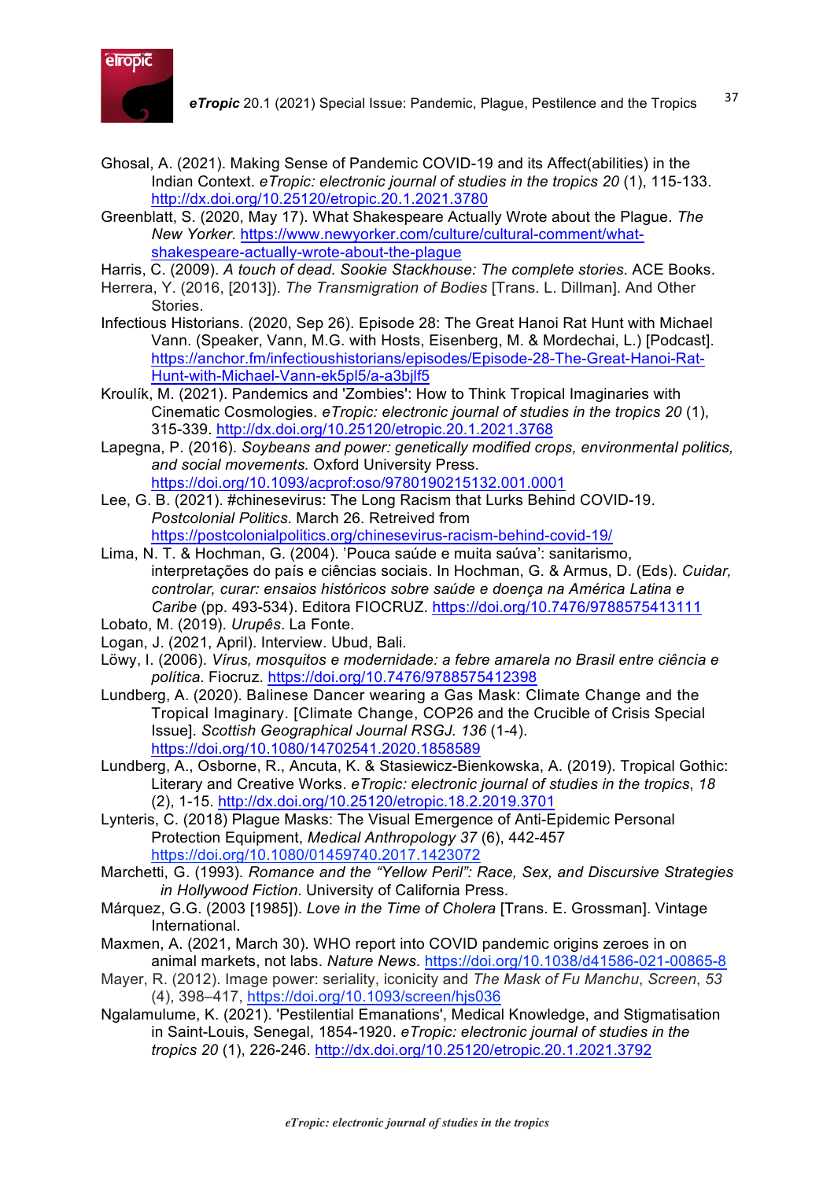Ghosal, A. (2021). Making Sense of Pandemic COVID-19 and its Affect(abilities) in the Indian Context. *eTropic: electronic journal of studies in the tropics 20* (1), 115-133. http://dx.doi.org/10.25120/etropic.20.1.2021.3780

Greenblatt, S. (2020, May 17). What Shakespeare Actually Wrote about the Plague. *The New Yorker.* https://www.newyorker.com/culture/cultural-comment/what-shakespeare-actually-wrote-about-the-plague

Harris, C. (2009). *A touch of dead. Sookie Stackhouse: The complete stories.* ACE Books.

Herrera, Y. (2016, [2013]). *The Transmigration of Bodies* [Trans. L. Dillman]. And Other Stories.

Infectious Historians. (2020, Sep 26). Episode 28: The Great Hanoi Rat Hunt with Michael Vann. (Speaker, Vann, M.G. with Hosts, Eisenberg, M. & Mordechai, L.) [Podcast]. https://anchor.fm/infectioushistorians/episodes/Episode-28-The-Great-Hanoi-Rat-Hunt-with-Michael-Vann-ek5pl5/a-a3bjlf5

Kroulík, M. (2021). Pandemics and 'Zombies': How to Think Tropical Imaginaries with Cinematic Cosmologies. *eTropic: electronic journal of studies in the tropics 20* (1), 315-339. http://dx.doi.org/10.25120/etropic.20.1.2021.3768

Lapegna, P. (2016). *Soybeans and power: genetically modified crops, environmental politics, and social movements.* Oxford University Press. https://doi.org/10.1093/acprof:oso/9780190215132.001.0001

Lee, G. B. (2021). #chinesevirus: The Long Racism that Lurks Behind COVID-19. *Postcolonial Politics*. March 26. Retreived from https://postcolonialpolitics.org/chinesevirus-racism-behind-covid-19/

Lima, N. T. & Hochman, G. (2004). 'Pouca saúde e muita saúva': sanitarismo, interpretações do país e ciências sociais. In Hochman, G. & Armus, D. (Eds). *Cuidar, controlar, curar: ensaios históricos sobre saúde e doença na América Latina e Caribe* (pp. 493-534). Editora FIOCRUZ. https://doi.org/10.7476/9788575413111

Lobato, M. (2019). *Urupês*. La Fonte.

Logan, J. (2021, April). Interview. Ubud, Bali.

Löwy, I. (2006). *Vírus, mosquitos e modernidade: a febre amarela no Brasil entre ciência e política*. Fiocruz. https://doi.org/10.7476/9788575412398

Lundberg, A. (2020). Balinese Dancer wearing a Gas Mask: Climate Change and the Tropical Imaginary. [Climate Change, COP26 and the Crucible of Crisis Special Issue]. *Scottish Geographical Journal RSGJ. 136* (1-4). https://doi.org/10.1080/14702541.2020.1858589

Lundberg, A., Osborne, R., Ancuta, K. & Stasiewicz-Bienkowska, A. (2019). Tropical Gothic: Literary and Creative Works. *eTropic: electronic journal of studies in the tropics*, *18* (2), 1-15. http://dx.doi.org/10.25120/etropic.18.2.2019.3701

Lynteris, C. (2018) Plague Masks: The Visual Emergence of Anti-Epidemic Personal Protection Equipment, *Medical Anthropology 37* (6), 442-457 https://doi.org/10.1080/01459740.2017.1423072

Marchetti, G. (1993). *Romance and the "Yellow Peril": Race, Sex, and Discursive Strategies in Hollywood Fiction*. University of California Press.

Márquez, G.G. (2003 [1985]). *Love in the Time of Cholera* [Trans. E. Grossman]. Vintage International.

Maxmen, A. (2021, March 30). WHO report into COVID pandemic origins zeroes in on animal markets, not labs. *Nature News*. https://doi.org/10.1038/d41586-021-00865-8

Mayer, R. (2012). Image power: seriality, iconicity and *The Mask of Fu Manchu*, *Screen*, *53* (4), 398–417, https://doi.org/10.1093/screen/hjs036

Ngalamulume, K. (2021). 'Pestilential Emanations', Medical Knowledge, and Stigmatisation in Saint-Louis, Senegal, 1854-1920. *eTropic: electronic journal of studies in the tropics 20* (1), 226-246. http://dx.doi.org/10.25120/etropic.20.1.2021.3792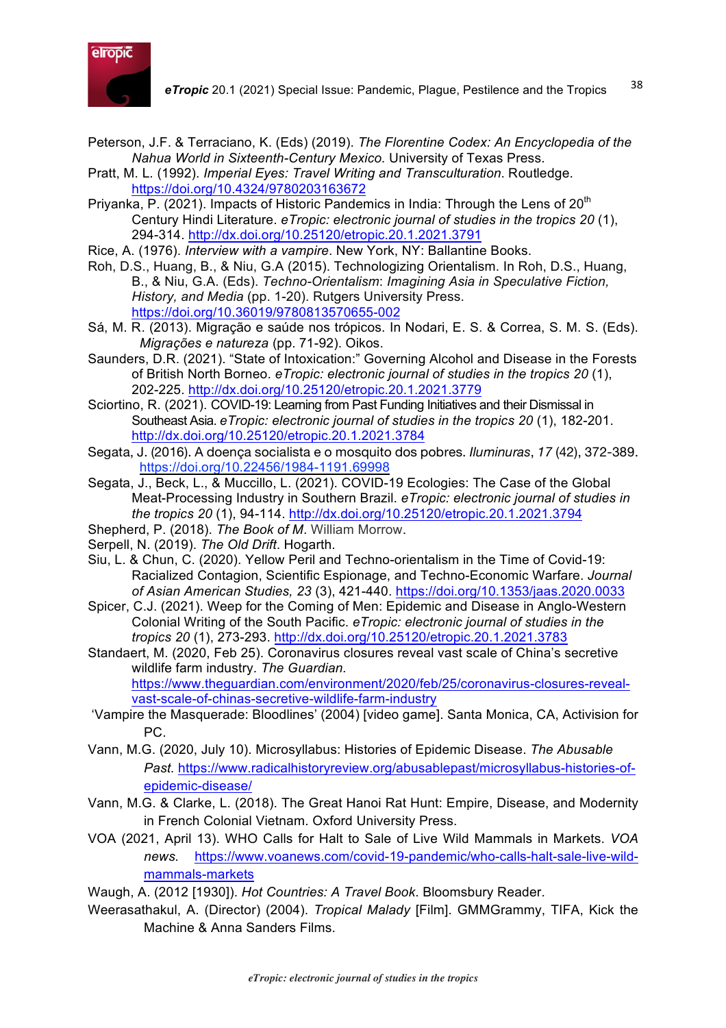Peterson, J.F. & Terraciano, K. (Eds) (2019). *The Florentine Codex: An Encyclopedia of the Nahua World in Sixteenth-Century Mexico.* University of Texas Press.

Pratt, M. L. (1992). *Imperial Eyes: Travel Writing and Transculturation*. Routledge. https://doi.org/10.4324/9780203163672

Priyanka, P. (2021). Impacts of Historic Pandemics in India: Through the Lens of 20th Century Hindi Literature. *eTropic: electronic journal of studies in the tropics 20* (1), 294-314. http://dx.doi.org/10.25120/etropic.20.1.2021.3791

Rice, A. (1976). *Interview with a vampire*. New York, NY: Ballantine Books.

Roh, D.S., Huang, B., & Niu, G.A (2015). Technologizing Orientalism. In Roh, D.S., Huang, B., & Niu, G.A. (Eds). *Techno-Orientalism*: *Imagining Asia in Speculative Fiction, History, and Media* (pp. 1-20). Rutgers University Press. https://doi.org/10.36019/9780813570655-002

Sá, M. R. (2013). Migração e saúde nos trópicos. In Nodari, E. S. & Correa, S. M. S. (Eds). *Migrações e natureza* (pp. 71-92). Oikos.

Saunders, D.R. (2021). "State of Intoxication:" Governing Alcohol and Disease in the Forests of British North Borneo. *eTropic: electronic journal of studies in the tropics 20* (1), 202-225. http://dx.doi.org/10.25120/etropic.20.1.2021.3779

Sciortino, R. (2021). COVID-19: Learning from Past Funding Initiatives and their Dismissal in Southeast Asia. *eTropic: electronic journal of studies in the tropics 20* (1), 182-201. http://dx.doi.org/10.25120/etropic.20.1.2021.3784

Segata, J. (2016). A doença socialista e o mosquito dos pobres. *Iluminuras*, *17* (42), 372-389. https://doi.org/10.22456/1984-1191.69998

Segata, J., Beck, L., & Muccillo, L. (2021). COVID-19 Ecologies: The Case of the Global Meat-Processing Industry in Southern Brazil. *eTropic: electronic journal of studies in the tropics 20* (1), 94-114. http://dx.doi.org/10.25120/etropic.20.1.2021.3794

Shepherd, P. (2018). *The Book of M*. William Morrow.

Serpell, N. (2019). *The Old Drift*. Hogarth.

Siu, L. & Chun, C. (2020). Yellow Peril and Techno-orientalism in the Time of Covid-19: Racialized Contagion, Scientific Espionage, and Techno-Economic Warfare. *Journal of Asian American Studies, 23* (3), 421-440. https://doi.org/10.1353/jaas.2020.0033

Spicer, C.J. (2021). Weep for the Coming of Men: Epidemic and Disease in Anglo-Western Colonial Writing of the South Pacific. *eTropic: electronic journal of studies in the tropics 20* (1), 273-293. http://dx.doi.org/10.25120/etropic.20.1.2021.3783

Standaert, M. (2020, Feb 25). Coronavirus closures reveal vast scale of China's secretive wildlife farm industry. *The Guardian.* https://www.theguardian.com/environment/2020/feb/25/coronavirus-closures-reveal-vast-scale-of-chinas-secretive-wildlife-farm-industry

'Vampire the Masquerade: Bloodlines' (2004) [video game]. Santa Monica, CA, Activision for PC.

Vann, M.G. (2020, July 10). Microsyllabus: Histories of Epidemic Disease. *The Abusable Past.* https://www.radicalhistoryreview.org/abusablepast/microsyllabus-histories-of-epidemic-disease/

Vann, M.G. & Clarke, L. (2018). The Great Hanoi Rat Hunt: Empire, Disease, and Modernity in French Colonial Vietnam. Oxford University Press.

VOA (2021, April 13). WHO Calls for Halt to Sale of Live Wild Mammals in Markets. *VOA news.* https://www.voanews.com/covid-19-pandemic/who-calls-halt-sale-live-wild-mammals-markets

Waugh, A. (2012 [1930]). *Hot Countries: A Travel Book*. Bloomsbury Reader.

Weerasathakul, A. (Director) (2004). *Tropical Malady* [Film]. GMMGrammy, TIFA, Kick the Machine & Anna Sanders Films.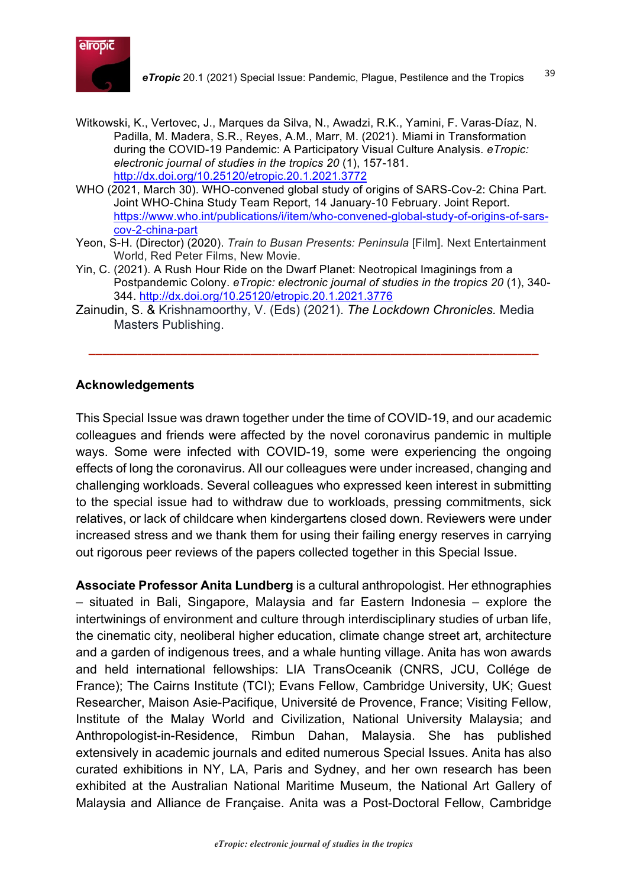Witkowski, K., Vertovec, J., Marques da Silva, N., Awadzi, R.K., Yamini, F. Varas-Díaz, N. Padilla, M. Madera, S.R., Reyes, A.M., Marr, M. (2021). Miami in Transformation during the COVID-19 Pandemic: A Participatory Visual Culture Analysis. *eTropic: electronic journal of studies in the tropics 20* (1), 157-181. http://dx.doi.org/10.25120/etropic.20.1.2021.3772

WHO (2021, March 30). WHO-convened global study of origins of SARS-Cov-2: China Part. Joint WHO-China Study Team Report, 14 January-10 February. Joint Report. https://www.who.int/publications/i/item/who-convened-global-study-of-origins-of-sars-cov-2-china-part

Yeon, S-H. (Director) (2020). *Train to Busan Presents: Peninsula* [Film]. Next Entertainment World, Red Peter Films, New Movie.

Yin, C. (2021). A Rush Hour Ride on the Dwarf Planet: Neotropical Imaginings from a Postpandemic Colony. *eTropic: electronic journal of studies in the tropics 20* (1), 340-344. http://dx.doi.org/10.25120/etropic.20.1.2021.3776

Zainudin, S. & Krishnamoorthy, V. (Eds) (2021). *The Lockdown Chronicles.* Media Masters Publishing.

---

## Acknowledgements

This Special Issue was drawn together under the time of COVID-19, and our academic colleagues and friends were affected by the novel coronavirus pandemic in multiple ways. Some were infected with COVID-19, some were experiencing the ongoing effects of long the coronavirus. All our colleagues were under increased, changing and challenging workloads. Several colleagues who expressed keen interest in submitting to the special issue had to withdraw due to workloads, pressing commitments, sick relatives, or lack of childcare when kindergartens closed down. Reviewers were under increased stress and we thank them for using their failing energy reserves in carrying out rigorous peer reviews of the papers collected together in this Special Issue.

**Associate Professor Anita Lundberg** is a cultural anthropologist. Her ethnographies – situated in Bali, Singapore, Malaysia and far Eastern Indonesia – explore the intertwinings of environment and culture through interdisciplinary studies of urban life, the cinematic city, neoliberal higher education, climate change street art, architecture and a garden of indigenous trees, and a whale hunting village. Anita has won awards and held international fellowships: LIA TransOceanik (CNRS, JCU, Collége de France); The Cairns Institute (TCI); Evans Fellow, Cambridge University, UK; Guest Researcher, Maison Asie-Pacifique, Université de Provence, France; Visiting Fellow, Institute of the Malay World and Civilization, National University Malaysia; and Anthropologist-in-Residence, Rimbun Dahan, Malaysia. She has published extensively in academic journals and edited numerous Special Issues. Anita has also curated exhibitions in NY, LA, Paris and Sydney, and her own research has been exhibited at the Australian National Maritime Museum, the National Art Gallery of Malaysia and Alliance de Française. Anita was a Post-Doctoral Fellow, Cambridge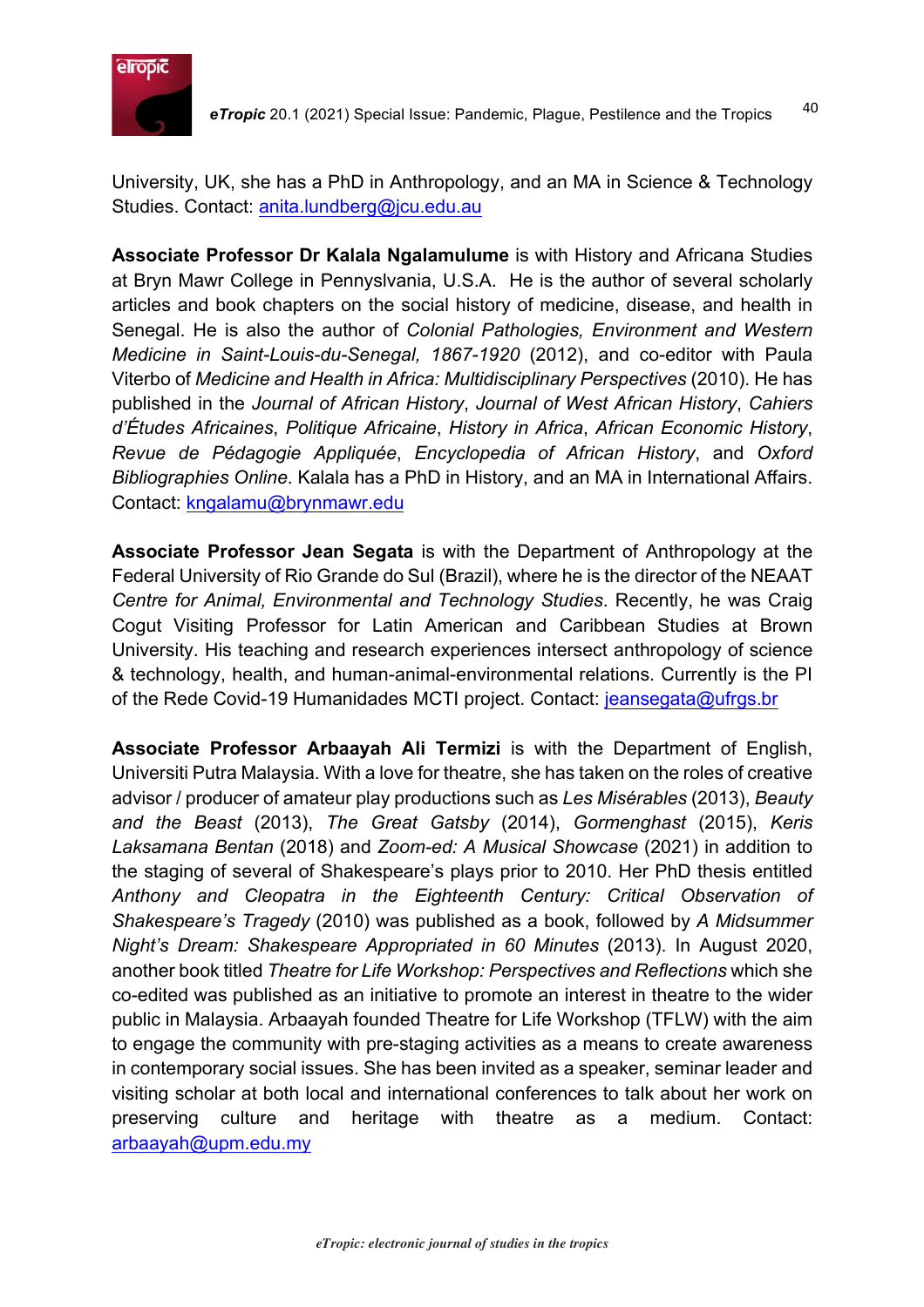University, UK, she has a PhD in Anthropology, and an MA in Science & Technology Studies. Contact: anita.lundberg@jcu.edu.au

**Associate Professor Dr Kalala Ngalamulume** is with History and Africana Studies at Bryn Mawr College in Pennsylvania, U.S.A. He is the author of several scholarly articles and book chapters on the social history of medicine, disease, and health in Senegal. He is also the author of *Colonial Pathologies, Environment and Western Medicine in Saint-Louis-du-Senegal, 1867-1920* (2012), and co-editor with Paula Viterbo of *Medicine and Health in Africa: Multidisciplinary Perspectives* (2010). He has published in the *Journal of African History*, *Journal of West African History*, *Cahiers d'Études Africaines*, *Politique Africaine*, *History in Africa*, *African Economic History*, *Revue de Pédagogie Appliquée*, *Encyclopedia of African History*, and *Oxford Bibliographies Online*. Kalala has a PhD in History, and an MA in International Affairs. Contact: kngalamu@brynmawr.edu

**Associate Professor Jean Segata** is with the Department of Anthropology at the Federal University of Rio Grande do Sul (Brazil), where he is the director of the NEAAT *Centre for Animal, Environmental and Technology Studies*. Recently, he was Craig Cogut Visiting Professor for Latin American and Caribbean Studies at Brown University. His teaching and research experiences intersect anthropology of science & technology, health, and human-animal-environmental relations. Currently is the PI of the Rede Covid-19 Humanidades MCTI project. Contact: jeansegata@ufrgs.br

**Associate Professor Arbaayah Ali Termizi** is with the Department of English, Universiti Putra Malaysia. With a love for theatre, she has taken on the roles of creative advisor / producer of amateur play productions such as *Les Misérables* (2013), *Beauty and the Beast* (2013), *The Great Gatsby* (2014), *Gormenghast* (2015), *Keris Laksamana Bentan* (2018) and *Zoom-ed: A Musical Showcase* (2021) in addition to the staging of several of Shakespeare's plays prior to 2010. Her PhD thesis entitled *Anthony and Cleopatra in the Eighteenth Century: Critical Observation of Shakespeare's Tragedy* (2010) was published as a book, followed by *A Midsummer Night's Dream: Shakespeare Appropriated in 60 Minutes* (2013). In August 2020, another book titled *Theatre for Life Workshop: Perspectives and Reflections* which she co-edited was published as an initiative to promote an interest in theatre to the wider public in Malaysia. Arbaayah founded Theatre for Life Workshop (TFLW) with the aim to engage the community with pre-staging activities as a means to create awareness in contemporary social issues. She has been invited as a speaker, seminar leader and visiting scholar at both local and international conferences to talk about her work on preserving culture and heritage with theatre as a medium. Contact: arbaayah@upm.edu.my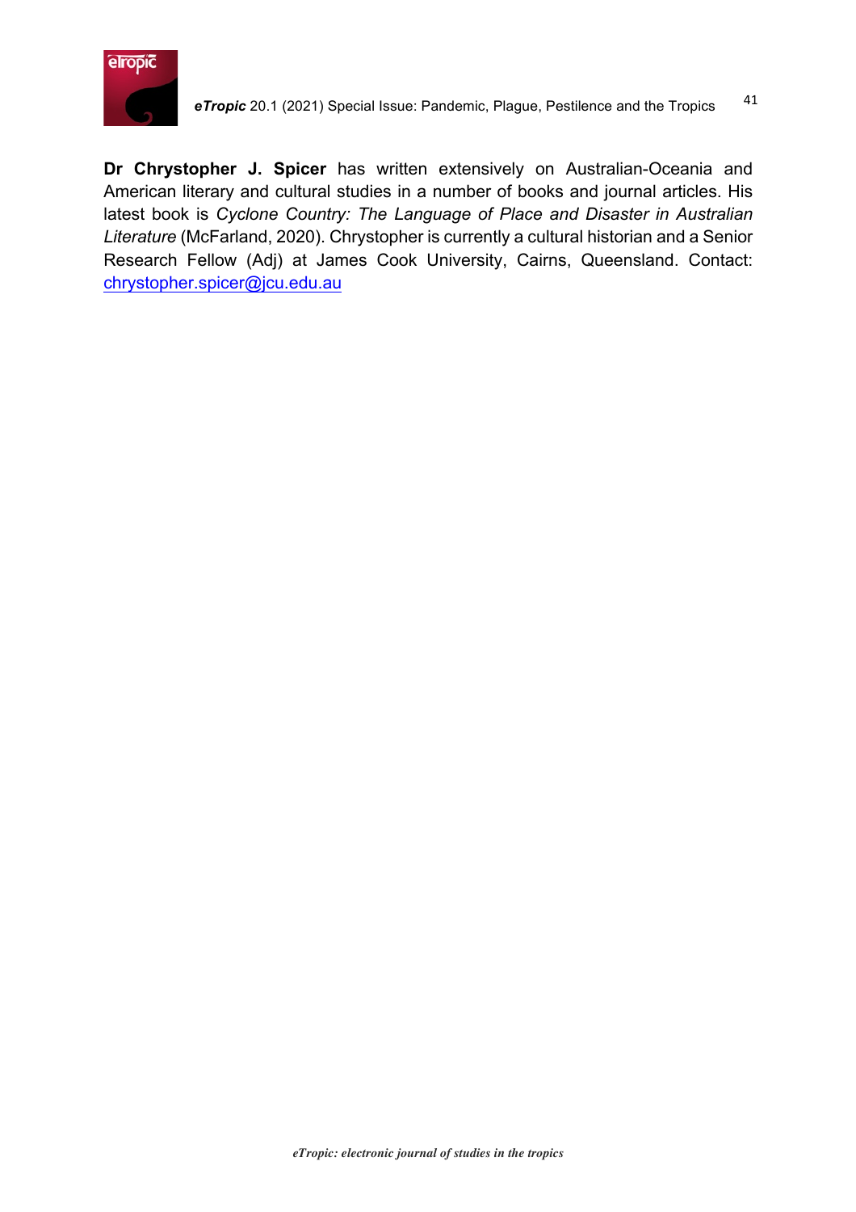**Dr Chrystopher J. Spicer** has written extensively on Australian-Oceania and American literary and cultural studies in a number of books and journal articles. His latest book is *Cyclone Country: The Language of Place and Disaster in Australian Literature* (McFarland, 2020). Chrystopher is currently a cultural historian and a Senior Research Fellow (Adj) at James Cook University, Cairns, Queensland. Contact: chrystopher.spicer@jcu.edu.au